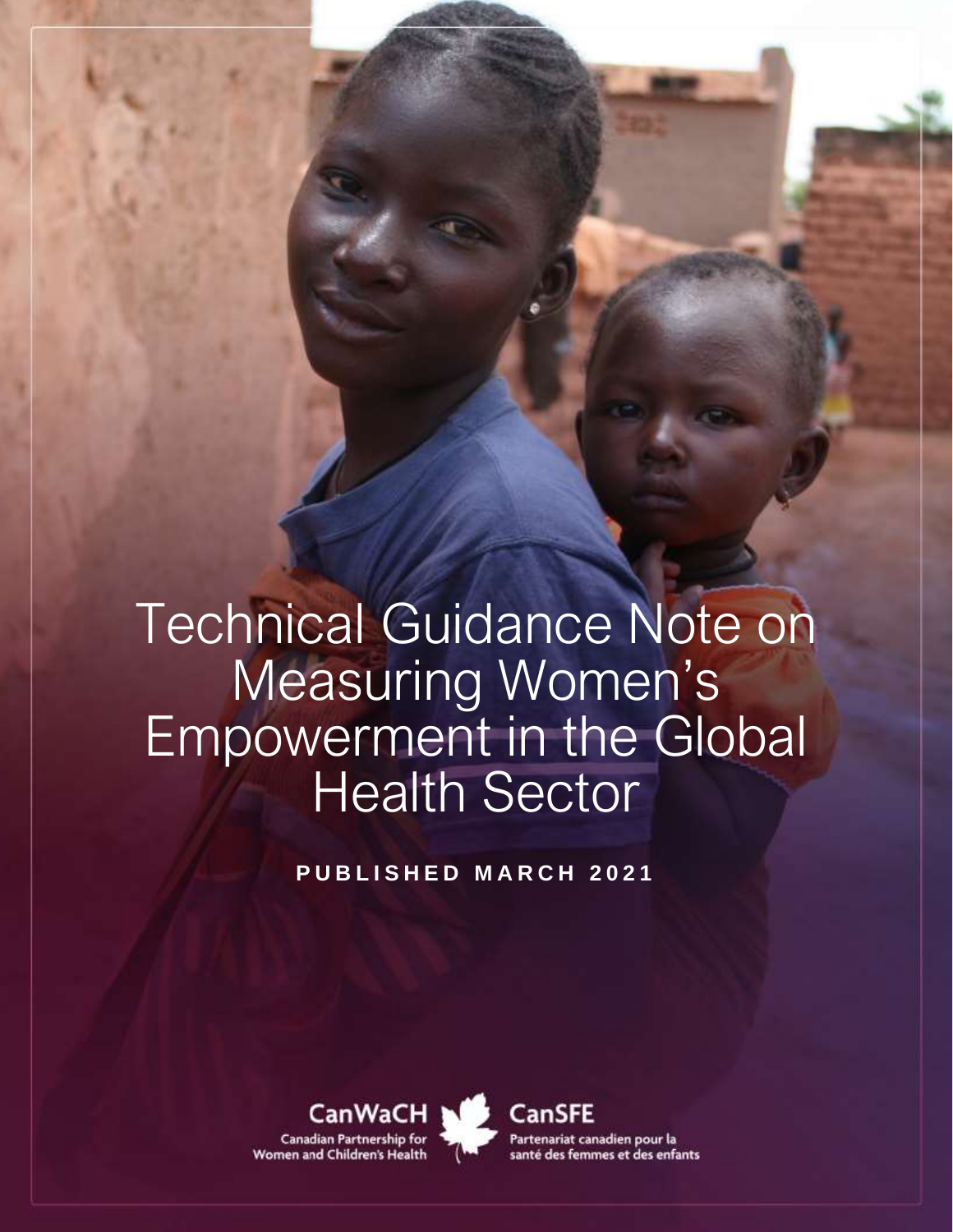# Technical Guidance Note on Measuring Women's Empowerment in the Global Health Sector

**PUBLISHED MARCH 2021**

CanWaCH
Canadian Partnership for Women and Children's Health

CanSFE
Partenariat canadien pour la santé des femmes et des enfants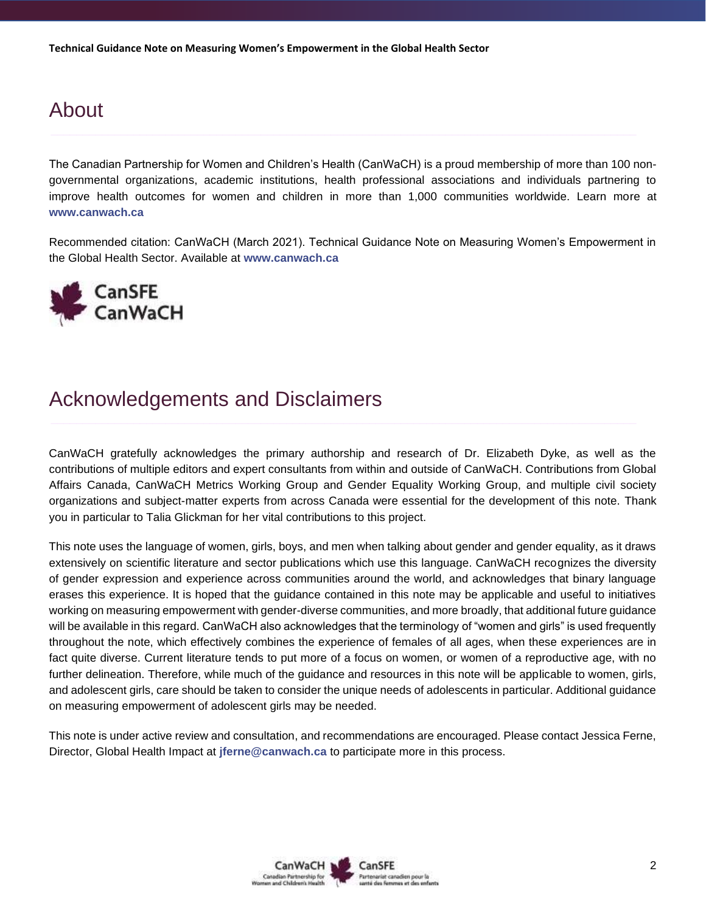## About

The Canadian Partnership for Women and Children's Health (CanWaCH) is a proud membership of more than 100 non-governmental organizations, academic institutions, health professional associations and individuals partnering to improve health outcomes for women and children in more than 1,000 communities worldwide. Learn more at **www.canwach.ca**

Recommended citation: CanWaCH (March 2021). Technical Guidance Note on Measuring Women's Empowerment in the Global Health Sector. Available at **www.canwach.ca**

## Acknowledgements and Disclaimers

CanWaCH gratefully acknowledges the primary authorship and research of Dr. Elizabeth Dyke, as well as the contributions of multiple editors and expert consultants from within and outside of CanWaCH. Contributions from Global Affairs Canada, CanWaCH Metrics Working Group and Gender Equality Working Group, and multiple civil society organizations and subject-matter experts from across Canada were essential for the development of this note. Thank you in particular to Talia Glickman for her vital contributions to this project.

This note uses the language of women, girls, boys, and men when talking about gender and gender equality, as it draws extensively on scientific literature and sector publications which use this language. CanWaCH recognizes the diversity of gender expression and experience across communities around the world, and acknowledges that binary language erases this experience. It is hoped that the guidance contained in this note may be applicable and useful to initiatives working on measuring empowerment with gender-diverse communities, and more broadly, that additional future guidance will be available in this regard. CanWaCH also acknowledges that the terminology of "women and girls" is used frequently throughout the note, which effectively combines the experience of females of all ages, when these experiences are in fact quite diverse. Current literature tends to put more of a focus on women, or women of a reproductive age, with no further delineation. Therefore, while much of the guidance and resources in this note will be applicable to women, girls, and adolescent girls, care should be taken to consider the unique needs of adolescents in particular. Additional guidance on measuring empowerment of adolescent girls may be needed.

This note is under active review and consultation, and recommendations are encouraged. Please contact Jessica Ferne, Director, Global Health Impact at **jferne@canwach.ca** to participate more in this process.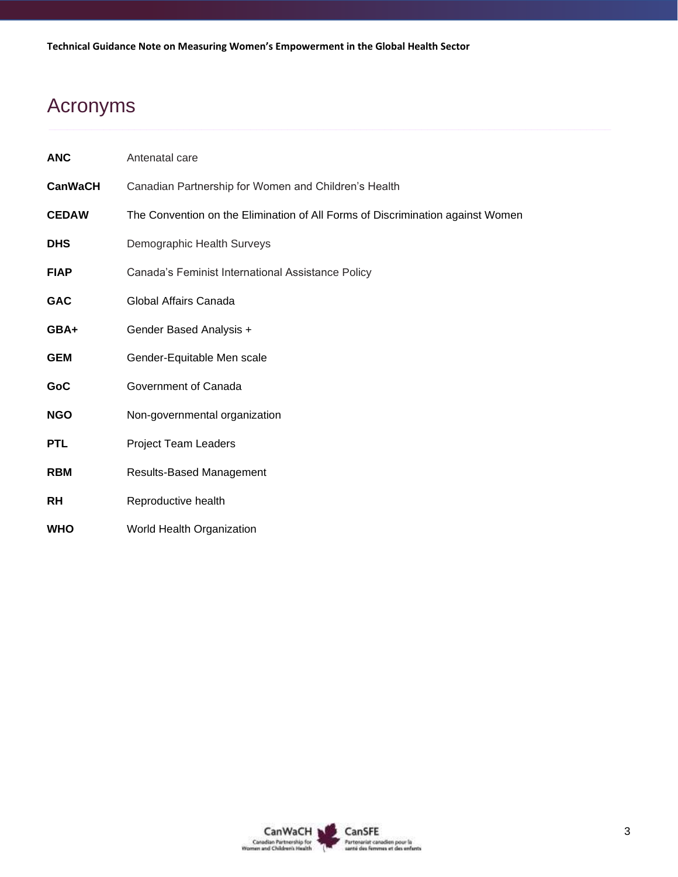# Acronyms

| | |
|---|---|
| **ANC** | Antenatal care |
| **CanWaCH** | Canadian Partnership for Women and Children's Health |
| **CEDAW** | The Convention on the Elimination of All Forms of Discrimination against Women |
| **DHS** | Demographic Health Surveys |
| **FIAP** | Canada's Feminist International Assistance Policy |
| **GAC** | Global Affairs Canada |
| **GBA+** | Gender Based Analysis + |
| **GEM** | Gender-Equitable Men scale |
| **GoC** | Government of Canada |
| **NGO** | Non-governmental organization |
| **PTL** | Project Team Leaders |
| **RBM** | Results-Based Management |
| **RH** | Reproductive health |
| **WHO** | World Health Organization |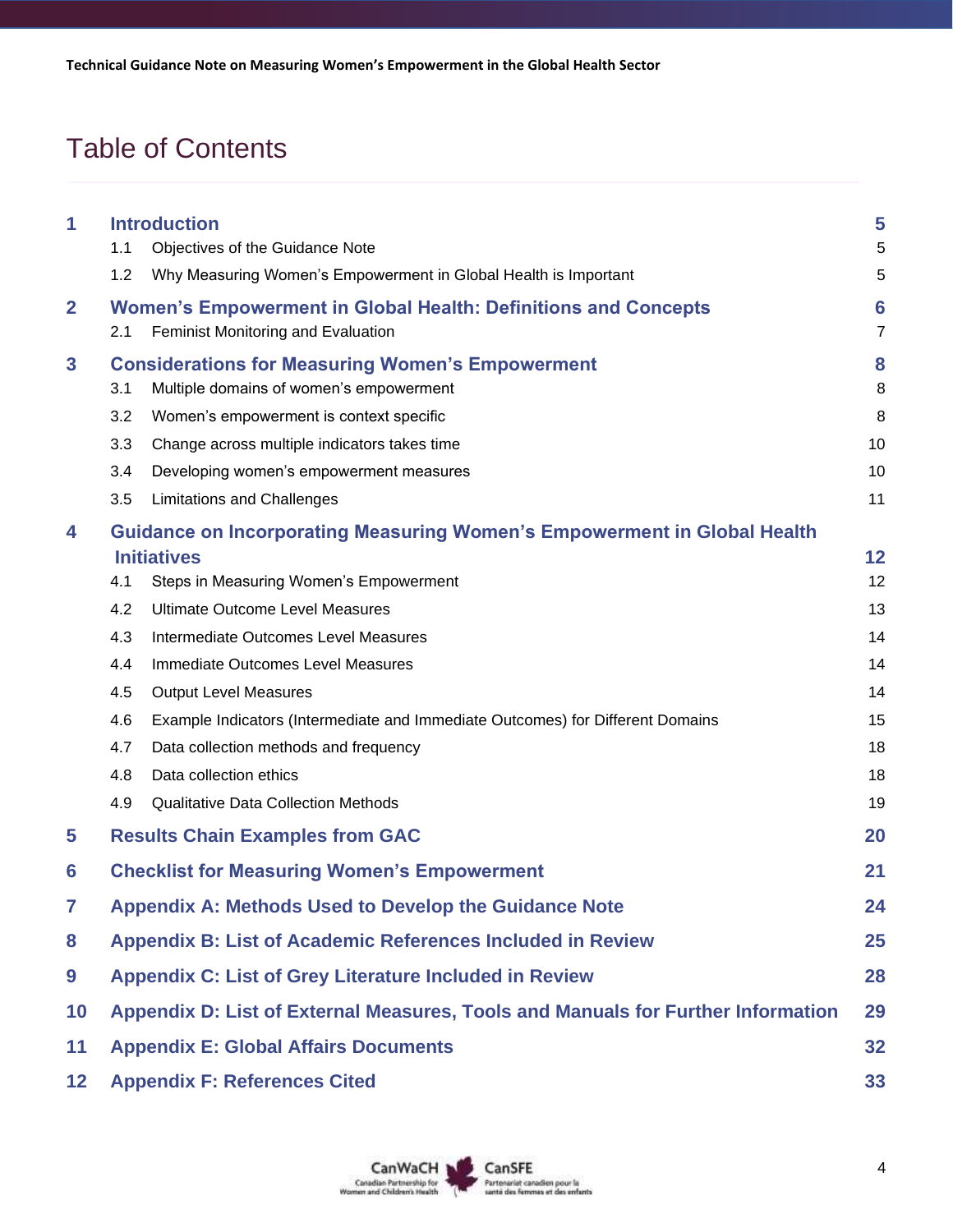# Table of Contents

| | | |
|---|---|---|
| **1** | **Introduction** | **5** |
| | 1.1 Objectives of the Guidance Note | 5 |
| | 1.2 Why Measuring Women's Empowerment in Global Health is Important | 5 |
| **2** | **Women's Empowerment in Global Health: Definitions and Concepts** | **6** |
| | 2.1 Feminist Monitoring and Evaluation | 7 |
| **3** | **Considerations for Measuring Women's Empowerment** | **8** |
| | 3.1 Multiple domains of women's empowerment | 8 |
| | 3.2 Women's empowerment is context specific | 8 |
| | 3.3 Change across multiple indicators takes time | 10 |
| | 3.4 Developing women's empowerment measures | 10 |
| | 3.5 Limitations and Challenges | 11 |
| **4** | **Guidance on Incorporating Measuring Women's Empowerment in Global Health Initiatives** | **12** |
| | 4.1 Steps in Measuring Women's Empowerment | 12 |
| | 4.2 Ultimate Outcome Level Measures | 13 |
| | 4.3 Intermediate Outcomes Level Measures | 14 |
| | 4.4 Immediate Outcomes Level Measures | 14 |
| | 4.5 Output Level Measures | 14 |
| | 4.6 Example Indicators (Intermediate and Immediate Outcomes) for Different Domains | 15 |
| | 4.7 Data collection methods and frequency | 18 |
| | 4.8 Data collection ethics | 18 |
| | 4.9 Qualitative Data Collection Methods | 19 |
| **5** | **Results Chain Examples from GAC** | **20** |
| **6** | **Checklist for Measuring Women's Empowerment** | **21** |
| **7** | **Appendix A: Methods Used to Develop the Guidance Note** | **24** |
| **8** | **Appendix B: List of Academic References Included in Review** | **25** |
| **9** | **Appendix C: List of Grey Literature Included in Review** | **28** |
| **10** | **Appendix D: List of External Measures, Tools and Manuals for Further Information** | **29** |
| **11** | **Appendix E: Global Affairs Documents** | **32** |
| **12** | **Appendix F: References Cited** | **33** |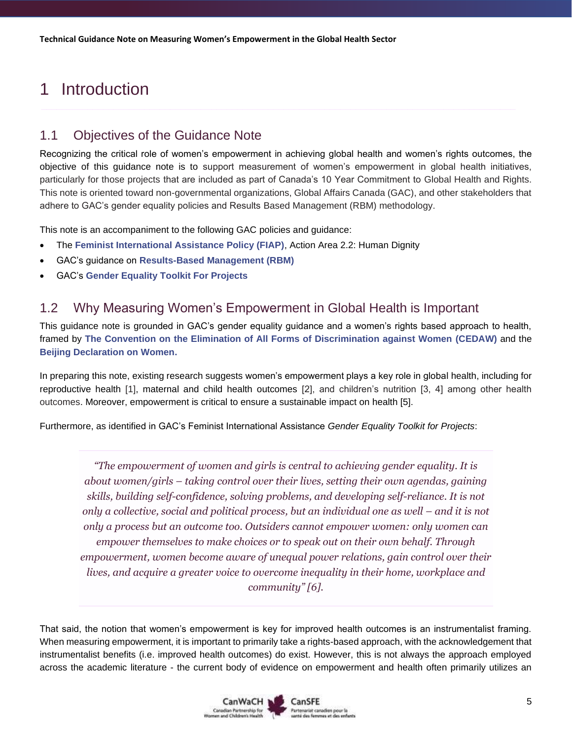# 1 Introduction

## 1.1 Objectives of the Guidance Note

Recognizing the critical role of women's empowerment in achieving global health and women's rights outcomes, the objective of this guidance note is to support measurement of women's empowerment in global health initiatives, particularly for those projects that are included as part of Canada's 10 Year Commitment to Global Health and Rights. This note is oriented toward non-governmental organizations, Global Affairs Canada (GAC), and other stakeholders that adhere to GAC's gender equality policies and Results Based Management (RBM) methodology.

This note is an accompaniment to the following GAC policies and guidance:

- The **Feminist International Assistance Policy (FIAP)**, Action Area 2.2: Human Dignity
- GAC's guidance on **Results-Based Management (RBM)**
- GAC's **Gender Equality Toolkit For Projects**

## 1.2 Why Measuring Women's Empowerment in Global Health is Important

This guidance note is grounded in GAC's gender equality guidance and a women's rights based approach to health, framed by **The Convention on the Elimination of All Forms of Discrimination against Women (CEDAW)** and the **Beijing Declaration on Women.**

In preparing this note, existing research suggests women's empowerment plays a key role in global health, including for reproductive health [1], maternal and child health outcomes [2], and children's nutrition [3, 4] among other health outcomes. Moreover, empowerment is critical to ensure a sustainable impact on health [5].

Furthermore, as identified in GAC's Feminist International Assistance *Gender Equality Toolkit for Projects*:

> *"The empowerment of women and girls is central to achieving gender equality. It is about women/girls – taking control over their lives, setting their own agendas, gaining skills, building self-confidence, solving problems, and developing self-reliance. It is not only a collective, social and political process, but an individual one as well – and it is not only a process but an outcome too. Outsiders cannot empower women: only women can empower themselves to make choices or to speak out on their own behalf. Through empowerment, women become aware of unequal power relations, gain control over their lives, and acquire a greater voice to overcome inequality in their home, workplace and community" [6].*

That said, the notion that women's empowerment is key for improved health outcomes is an instrumentalist framing. When measuring empowerment, it is important to primarily take a rights-based approach, with the acknowledgement that instrumentalist benefits (i.e. improved health outcomes) do exist. However, this is not always the approach employed across the academic literature - the current body of evidence on empowerment and health often primarily utilizes an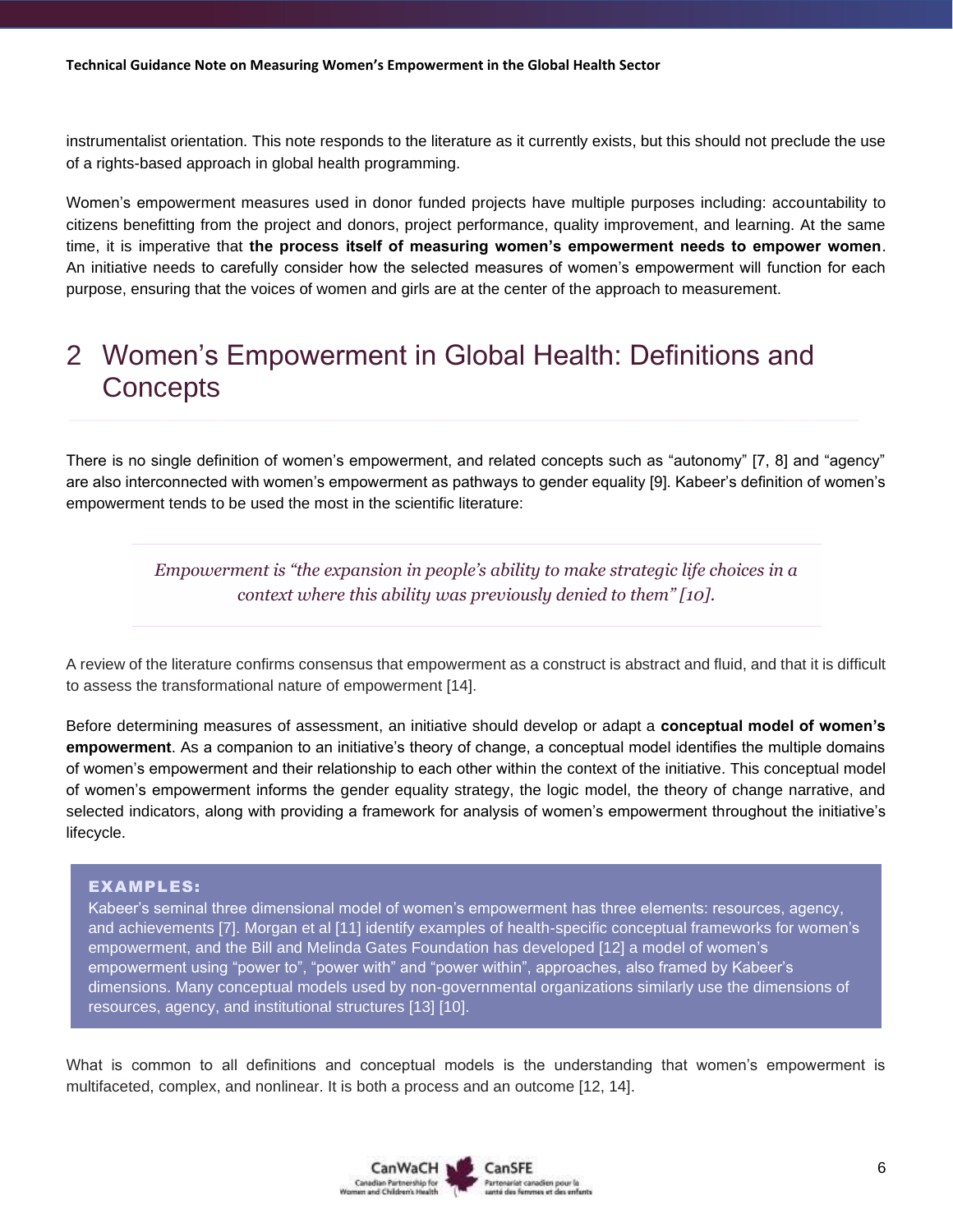instrumentalist orientation. This note responds to the literature as it currently exists, but this should not preclude the use of a rights-based approach in global health programming.

Women's empowerment measures used in donor funded projects have multiple purposes including: accountability to citizens benefitting from the project and donors, project performance, quality improvement, and learning. At the same time, it is imperative that **the process itself of measuring women's empowerment needs to empower women**. An initiative needs to carefully consider how the selected measures of women's empowerment will function for each purpose, ensuring that the voices of women and girls are at the center of the approach to measurement.

# 2 Women's Empowerment in Global Health: Definitions and Concepts

There is no single definition of women's empowerment, and related concepts such as "autonomy" [7, 8] and "agency" are also interconnected with women's empowerment as pathways to gender equality [9]. Kabeer's definition of women's empowerment tends to be used the most in the scientific literature:

> *Empowerment is "the expansion in people's ability to make strategic life choices in a context where this ability was previously denied to them" [10].*

A review of the literature confirms consensus that empowerment as a construct is abstract and fluid, and that it is difficult to assess the transformational nature of empowerment [14].

Before determining measures of assessment, an initiative should develop or adapt a **conceptual model of women's empowerment**. As a companion to an initiative's theory of change, a conceptual model identifies the multiple domains of women's empowerment and their relationship to each other within the context of the initiative. This conceptual model of women's empowerment informs the gender equality strategy, the logic model, the theory of change narrative, and selected indicators, along with providing a framework for analysis of women's empowerment throughout the initiative's lifecycle.

**EXAMPLES:**

Kabeer's seminal three dimensional model of women's empowerment has three elements: resources, agency, and achievements [7]. Morgan et al [11] identify examples of health-specific conceptual frameworks for women's empowerment, and the Bill and Melinda Gates Foundation has developed [12] a model of women's empowerment using "power to", "power with" and "power within", approaches, also framed by Kabeer's dimensions. Many conceptual models used by non-governmental organizations similarly use the dimensions of resources, agency, and institutional structures [13] [10].

What is common to all definitions and conceptual models is the understanding that women's empowerment is multifaceted, complex, and nonlinear. It is both a process and an outcome [12, 14].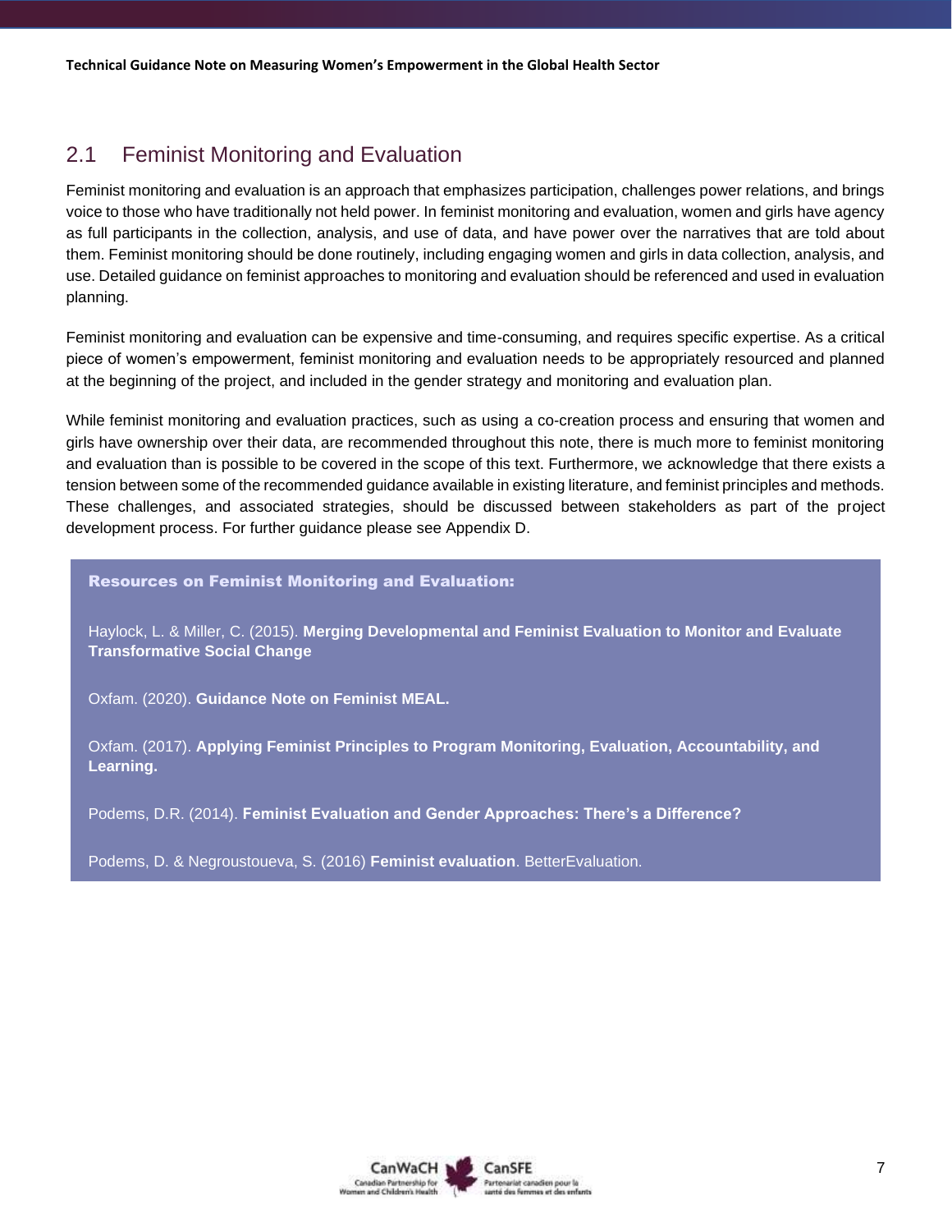## 2.1 Feminist Monitoring and Evaluation

Feminist monitoring and evaluation is an approach that emphasizes participation, challenges power relations, and brings voice to those who have traditionally not held power. In feminist monitoring and evaluation, women and girls have agency as full participants in the collection, analysis, and use of data, and have power over the narratives that are told about them. Feminist monitoring should be done routinely, including engaging women and girls in data collection, analysis, and use. Detailed guidance on feminist approaches to monitoring and evaluation should be referenced and used in evaluation planning.

Feminist monitoring and evaluation can be expensive and time-consuming, and requires specific expertise. As a critical piece of women's empowerment, feminist monitoring and evaluation needs to be appropriately resourced and planned at the beginning of the project, and included in the gender strategy and monitoring and evaluation plan.

While feminist monitoring and evaluation practices, such as using a co-creation process and ensuring that women and girls have ownership over their data, are recommended throughout this note, there is much more to feminist monitoring and evaluation than is possible to be covered in the scope of this text. Furthermore, we acknowledge that there exists a tension between some of the recommended guidance available in existing literature, and feminist principles and methods. These challenges, and associated strategies, should be discussed between stakeholders as part of the project development process. For further guidance please see Appendix D.

**Resources on Feminist Monitoring and Evaluation:**

Haylock, L. & Miller, C. (2015). **Merging Developmental and Feminist Evaluation to Monitor and Evaluate Transformative Social Change**

Oxfam. (2020). **Guidance Note on Feminist MEAL.**

Oxfam. (2017). **Applying Feminist Principles to Program Monitoring, Evaluation, Accountability, and Learning.**

Podems, D.R. (2014). **Feminist Evaluation and Gender Approaches: There's a Difference?**

Podems, D. & Negroustoueva, S. (2016) **Feminist evaluation**. BetterEvaluation.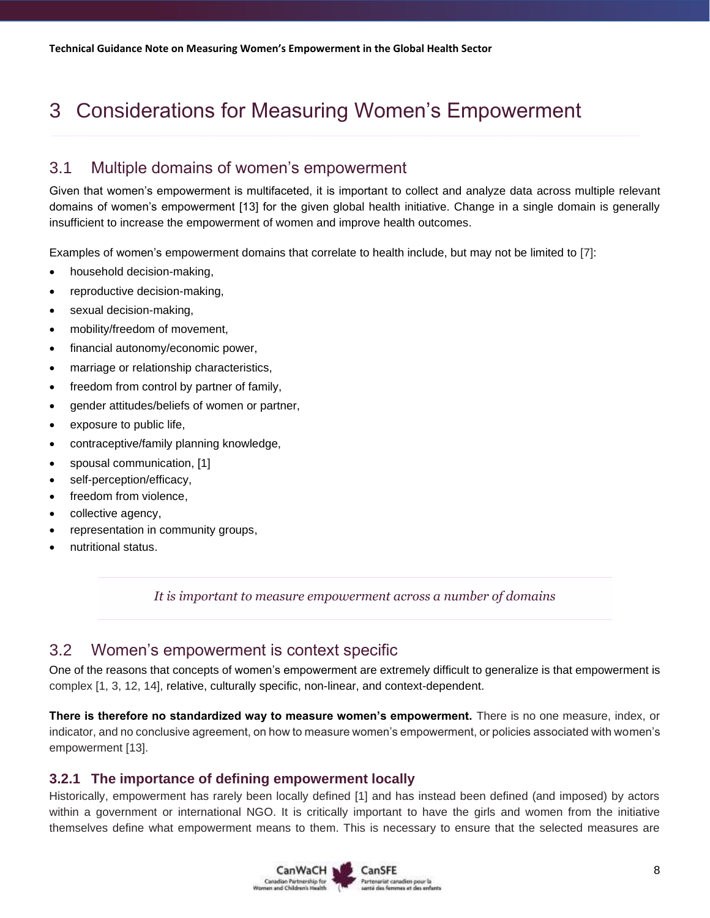# 3 Considerations for Measuring Women's Empowerment

## 3.1 Multiple domains of women's empowerment

Given that women's empowerment is multifaceted, it is important to collect and analyze data across multiple relevant domains of women's empowerment [13] for the given global health initiative. Change in a single domain is generally insufficient to increase the empowerment of women and improve health outcomes.

Examples of women's empowerment domains that correlate to health include, but may not be limited to [7]:

- household decision-making,
- reproductive decision-making,
- sexual decision-making,
- mobility/freedom of movement,
- financial autonomy/economic power,
- marriage or relationship characteristics,
- freedom from control by partner of family,
- gender attitudes/beliefs of women or partner,
- exposure to public life,
- contraceptive/family planning knowledge,
- spousal communication, [1]
- self-perception/efficacy,
- freedom from violence,
- collective agency,
- representation in community groups,
- nutritional status.

*It is important to measure empowerment across a number of domains*

## 3.2 Women's empowerment is context specific

One of the reasons that concepts of women's empowerment are extremely difficult to generalize is that empowerment is complex [1, 3, 12, 14], relative, culturally specific, non-linear, and context-dependent.

**There is therefore no standardized way to measure women's empowerment.** There is no one measure, index, or indicator, and no conclusive agreement, on how to measure women's empowerment, or policies associated with women's empowerment [13].

### 3.2.1 The importance of defining empowerment locally

Historically, empowerment has rarely been locally defined [1] and has instead been defined (and imposed) by actors within a government or international NGO. It is critically important to have the girls and women from the initiative themselves define what empowerment means to them. This is necessary to ensure that the selected measures are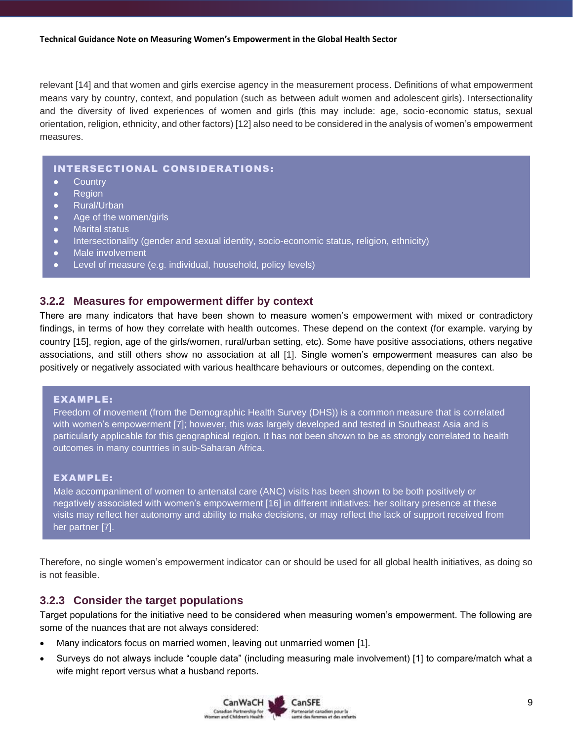relevant [14] and that women and girls exercise agency in the measurement process. Definitions of what empowerment means vary by country, context, and population (such as between adult women and adolescent girls). Intersectionality and the diversity of lived experiences of women and girls (this may include: age, socio-economic status, sexual orientation, religion, ethnicity, and other factors) [12] also need to be considered in the analysis of women's empowerment measures.

**INTERSECTIONAL CONSIDERATIONS:**

- Country
- Region
- Rural/Urban
- Age of the women/girls
- Marital status
- Intersectionality (gender and sexual identity, socio-economic status, religion, ethnicity)
- Male involvement
- Level of measure (e.g. individual, household, policy levels)

### 3.2.2 Measures for empowerment differ by context

There are many indicators that have been shown to measure women's empowerment with mixed or contradictory findings, in terms of how they correlate with health outcomes. These depend on the context (for example. varying by country [15], region, age of the girls/women, rural/urban setting, etc). Some have positive associations, others negative associations, and still others show no association at all [1]. Single women's empowerment measures can also be positively or negatively associated with various healthcare behaviours or outcomes, depending on the context.

**EXAMPLE:**

Freedom of movement (from the Demographic Health Survey (DHS)) is a common measure that is correlated with women's empowerment [7]; however, this was largely developed and tested in Southeast Asia and is particularly applicable for this geographical region. It has not been shown to be as strongly correlated to health outcomes in many countries in sub-Saharan Africa.

**EXAMPLE:**

Male accompaniment of women to antenatal care (ANC) visits has been shown to be both positively or negatively associated with women's empowerment [16] in different initiatives: her solitary presence at these visits may reflect her autonomy and ability to make decisions, or may reflect the lack of support received from her partner [7].

Therefore, no single women's empowerment indicator can or should be used for all global health initiatives, as doing so is not feasible.

### 3.2.3 Consider the target populations

Target populations for the initiative need to be considered when measuring women's empowerment. The following are some of the nuances that are not always considered:

- Many indicators focus on married women, leaving out unmarried women [1].
- Surveys do not always include "couple data" (including measuring male involvement) [1] to compare/match what a wife might report versus what a husband reports.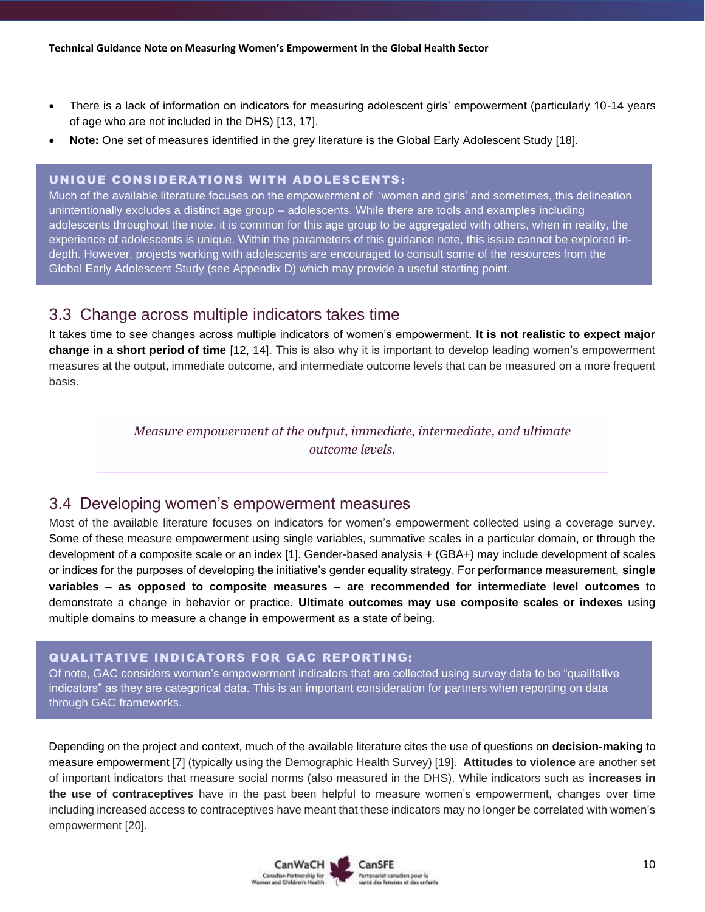- There is a lack of information on indicators for measuring adolescent girls' empowerment (particularly 10-14 years of age who are not included in the DHS) [13, 17].
- **Note:** One set of measures identified in the grey literature is the Global Early Adolescent Study [18].

**UNIQUE CONSIDERATIONS WITH ADOLESCENTS:**
Much of the available literature focuses on the empowerment of 'women and girls' and sometimes, this delineation unintentionally excludes a distinct age group – adolescents. While there are tools and examples including adolescents throughout the note, it is common for this age group to be aggregated with others, when in reality, the experience of adolescents is unique. Within the parameters of this guidance note, this issue cannot be explored in-depth. However, projects working with adolescents are encouraged to consult some of the resources from the Global Early Adolescent Study (see Appendix D) which may provide a useful starting point.

## 3.3 Change across multiple indicators takes time

It takes time to see changes across multiple indicators of women's empowerment. **It is not realistic to expect major change in a short period of time** [12, 14]. This is also why it is important to develop leading women's empowerment measures at the output, immediate outcome, and intermediate outcome levels that can be measured on a more frequent basis.

> *Measure empowerment at the output, immediate, intermediate, and ultimate outcome levels.*

## 3.4 Developing women's empowerment measures

Most of the available literature focuses on indicators for women's empowerment collected using a coverage survey. Some of these measure empowerment using single variables, summative scales in a particular domain, or through the development of a composite scale or an index [1]. Gender-based analysis + (GBA+) may include development of scales or indices for the purposes of developing the initiative's gender equality strategy. For performance measurement, **single variables – as opposed to composite measures – are recommended for intermediate level outcomes** to demonstrate a change in behavior or practice. **Ultimate outcomes may use composite scales or indexes** using multiple domains to measure a change in empowerment as a state of being.

**QUALITATIVE INDICATORS FOR GAC REPORTING:**
Of note, GAC considers women's empowerment indicators that are collected using survey data to be "qualitative indicators" as they are categorical data. This is an important consideration for partners when reporting on data through GAC frameworks.

Depending on the project and context, much of the available literature cites the use of questions on **decision-making** to measure empowerment [7] (typically using the Demographic Health Survey) [19]. **Attitudes to violence** are another set of important indicators that measure social norms (also measured in the DHS). While indicators such as **increases in the use of contraceptives** have in the past been helpful to measure women's empowerment, changes over time including increased access to contraceptives have meant that these indicators may no longer be correlated with women's empowerment [20].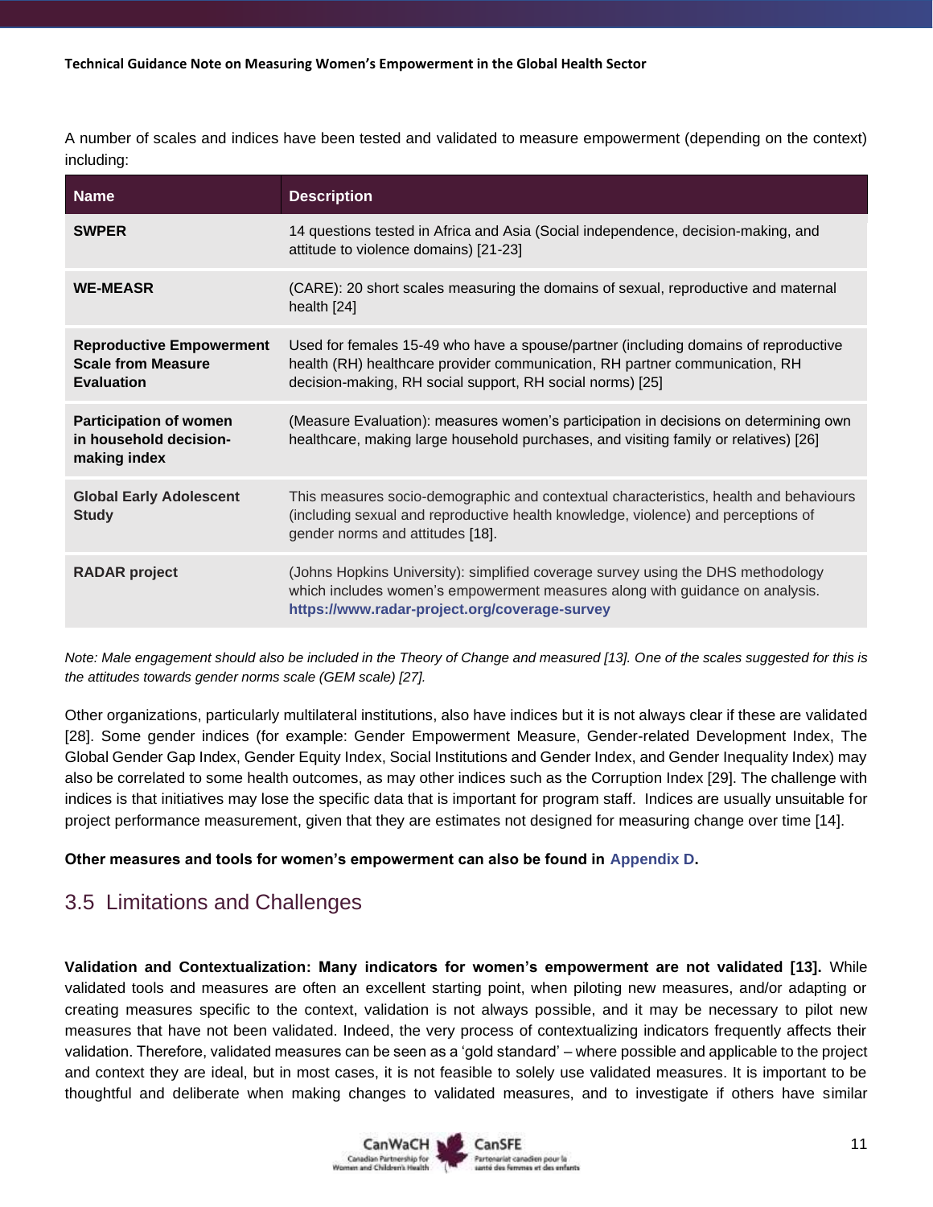A number of scales and indices have been tested and validated to measure empowerment (depending on the context) including:

| Name | Description |
|---|---|
| **SWPER** | 14 questions tested in Africa and Asia (Social independence, decision-making, and attitude to violence domains) [21-23] |
| **WE-MEASR** | (CARE): 20 short scales measuring the domains of sexual, reproductive and maternal health [24] |
| **Reproductive Empowerment Scale from Measure Evaluation** | Used for females 15-49 who have a spouse/partner (including domains of reproductive health (RH) healthcare provider communication, RH partner communication, RH decision-making, RH social support, RH social norms) [25] |
| **Participation of women in household decision-making index** | (Measure Evaluation): measures women's participation in decisions on determining own healthcare, making large household purchases, and visiting family or relatives) [26] |
| **Global Early Adolescent Study** | This measures socio-demographic and contextual characteristics, health and behaviours (including sexual and reproductive health knowledge, violence) and perceptions of gender norms and attitudes [18]. |
| **RADAR project** | (Johns Hopkins University): simplified coverage survey using the DHS methodology which includes women's empowerment measures along with guidance on analysis. **https://www.radar-project.org/coverage-survey** |

*Note: Male engagement should also be included in the Theory of Change and measured [13]. One of the scales suggested for this is the attitudes towards gender norms scale (GEM scale) [27].*

Other organizations, particularly multilateral institutions, also have indices but it is not always clear if these are validated [28]. Some gender indices (for example: Gender Empowerment Measure, Gender-related Development Index, The Global Gender Gap Index, Gender Equity Index, Social Institutions and Gender Index, and Gender Inequality Index) may also be correlated to some health outcomes, as may other indices such as the Corruption Index [29]. The challenge with indices is that initiatives may lose the specific data that is important for program staff. Indices are usually unsuitable for project performance measurement, given that they are estimates not designed for measuring change over time [14].

**Other measures and tools for women's empowerment can also be found in Appendix D.**

## 3.5 Limitations and Challenges

**Validation and Contextualization: Many indicators for women's empowerment are not validated [13].** While validated tools and measures are often an excellent starting point, when piloting new measures, and/or adapting or creating measures specific to the context, validation is not always possible, and it may be necessary to pilot new measures that have not been validated. Indeed, the very process of contextualizing indicators frequently affects their validation. Therefore, validated measures can be seen as a 'gold standard' – where possible and applicable to the project and context they are ideal, but in most cases, it is not feasible to solely use validated measures. It is important to be thoughtful and deliberate when making changes to validated measures, and to investigate if others have similar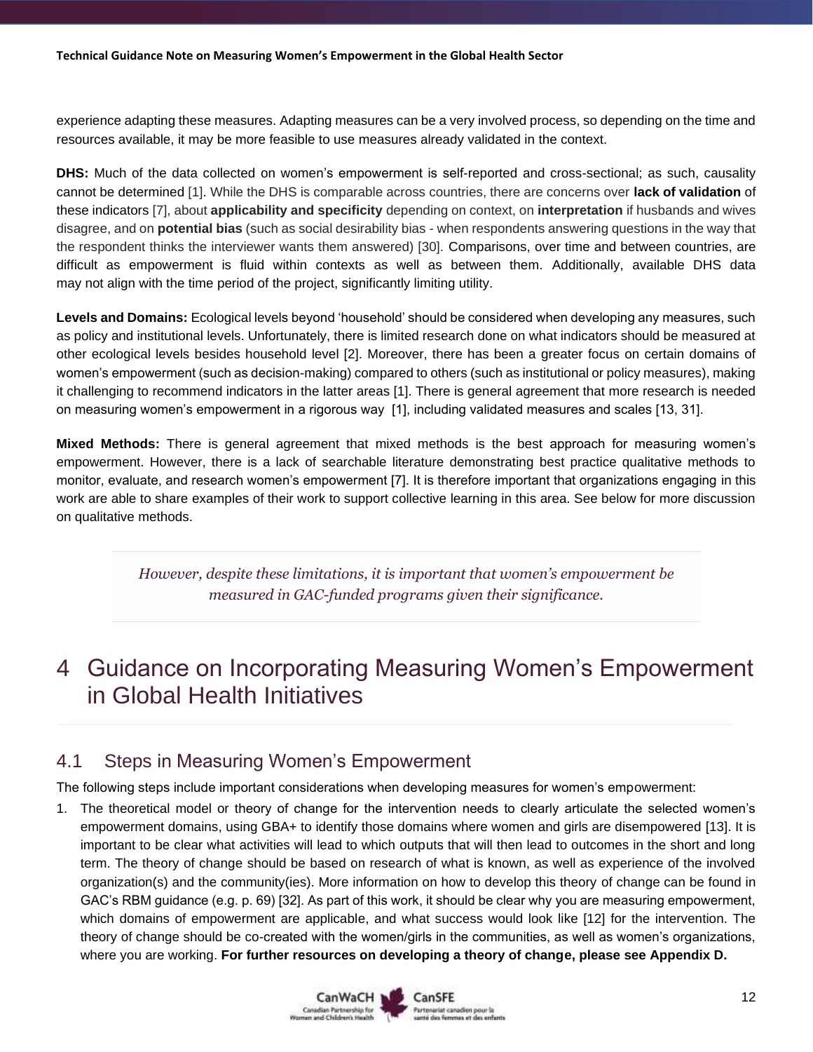experience adapting these measures. Adapting measures can be a very involved process, so depending on the time and resources available, it may be more feasible to use measures already validated in the context.

**DHS:** Much of the data collected on women's empowerment is self-reported and cross-sectional; as such, causality cannot be determined [1]. While the DHS is comparable across countries, there are concerns over **lack of validation** of these indicators [7], about **applicability and specificity** depending on context, on **interpretation** if husbands and wives disagree, and on **potential bias** (such as social desirability bias - when respondents answering questions in the way that the respondent thinks the interviewer wants them answered) [30]. Comparisons, over time and between countries, are difficult as empowerment is fluid within contexts as well as between them. Additionally, available DHS data may not align with the time period of the project, significantly limiting utility.

**Levels and Domains:** Ecological levels beyond 'household' should be considered when developing any measures, such as policy and institutional levels. Unfortunately, there is limited research done on what indicators should be measured at other ecological levels besides household level [2]. Moreover, there has been a greater focus on certain domains of women's empowerment (such as decision-making) compared to others (such as institutional or policy measures), making it challenging to recommend indicators in the latter areas [1]. There is general agreement that more research is needed on measuring women's empowerment in a rigorous way [1], including validated measures and scales [13, 31].

**Mixed Methods:** There is general agreement that mixed methods is the best approach for measuring women's empowerment. However, there is a lack of searchable literature demonstrating best practice qualitative methods to monitor, evaluate, and research women's empowerment [7]. It is therefore important that organizations engaging in this work are able to share examples of their work to support collective learning in this area. See below for more discussion on qualitative methods.

*However, despite these limitations, it is important that women's empowerment be measured in GAC-funded programs given their significance.*

# 4 Guidance on Incorporating Measuring Women's Empowerment in Global Health Initiatives

## 4.1 Steps in Measuring Women's Empowerment

The following steps include important considerations when developing measures for women's empowerment:

1. The theoretical model or theory of change for the intervention needs to clearly articulate the selected women's empowerment domains, using GBA+ to identify those domains where women and girls are disempowered [13]. It is important to be clear what activities will lead to which outputs that will then lead to outcomes in the short and long term. The theory of change should be based on research of what is known, as well as experience of the involved organization(s) and the community(ies). More information on how to develop this theory of change can be found in GAC's RBM guidance (e.g. p. 69) [32]. As part of this work, it should be clear why you are measuring empowerment, which domains of empowerment are applicable, and what success would look like [12] for the intervention. The theory of change should be co-created with the women/girls in the communities, as well as women's organizations, where you are working. **For further resources on developing a theory of change, please see Appendix D.**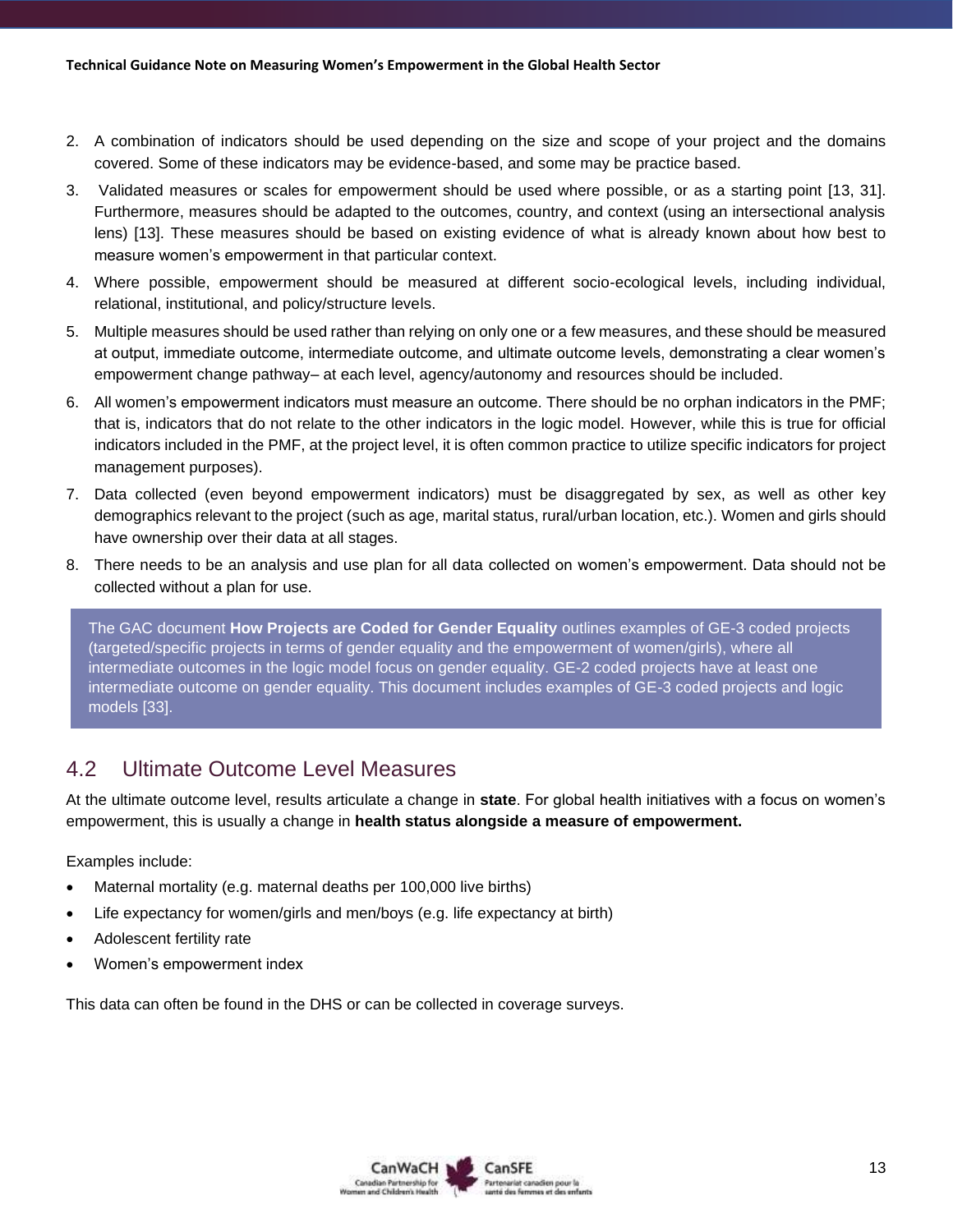2. A combination of indicators should be used depending on the size and scope of your project and the domains covered. Some of these indicators may be evidence-based, and some may be practice based.
3. Validated measures or scales for empowerment should be used where possible, or as a starting point [13, 31]. Furthermore, measures should be adapted to the outcomes, country, and context (using an intersectional analysis lens) [13]. These measures should be based on existing evidence of what is already known about how best to measure women's empowerment in that particular context.
4. Where possible, empowerment should be measured at different socio-ecological levels, including individual, relational, institutional, and policy/structure levels.
5. Multiple measures should be used rather than relying on only one or a few measures, and these should be measured at output, immediate outcome, intermediate outcome, and ultimate outcome levels, demonstrating a clear women's empowerment change pathway– at each level, agency/autonomy and resources should be included.
6. All women's empowerment indicators must measure an outcome. There should be no orphan indicators in the PMF; that is, indicators that do not relate to the other indicators in the logic model. However, while this is true for official indicators included in the PMF, at the project level, it is often common practice to utilize specific indicators for project management purposes).
7. Data collected (even beyond empowerment indicators) must be disaggregated by sex, as well as other key demographics relevant to the project (such as age, marital status, rural/urban location, etc.). Women and girls should have ownership over their data at all stages.
8. There needs to be an analysis and use plan for all data collected on women's empowerment. Data should not be collected without a plan for use.

> The GAC document **How Projects are Coded for Gender Equality** outlines examples of GE-3 coded projects (targeted/specific projects in terms of gender equality and the empowerment of women/girls), where all intermediate outcomes in the logic model focus on gender equality. GE-2 coded projects have at least one intermediate outcome on gender equality. This document includes examples of GE-3 coded projects and logic models [33].

## 4.2 Ultimate Outcome Level Measures

At the ultimate outcome level, results articulate a change in **state**. For global health initiatives with a focus on women's empowerment, this is usually a change in **health status alongside a measure of empowerment.**

Examples include:

- Maternal mortality (e.g. maternal deaths per 100,000 live births)
- Life expectancy for women/girls and men/boys (e.g. life expectancy at birth)
- Adolescent fertility rate
- Women's empowerment index

This data can often be found in the DHS or can be collected in coverage surveys.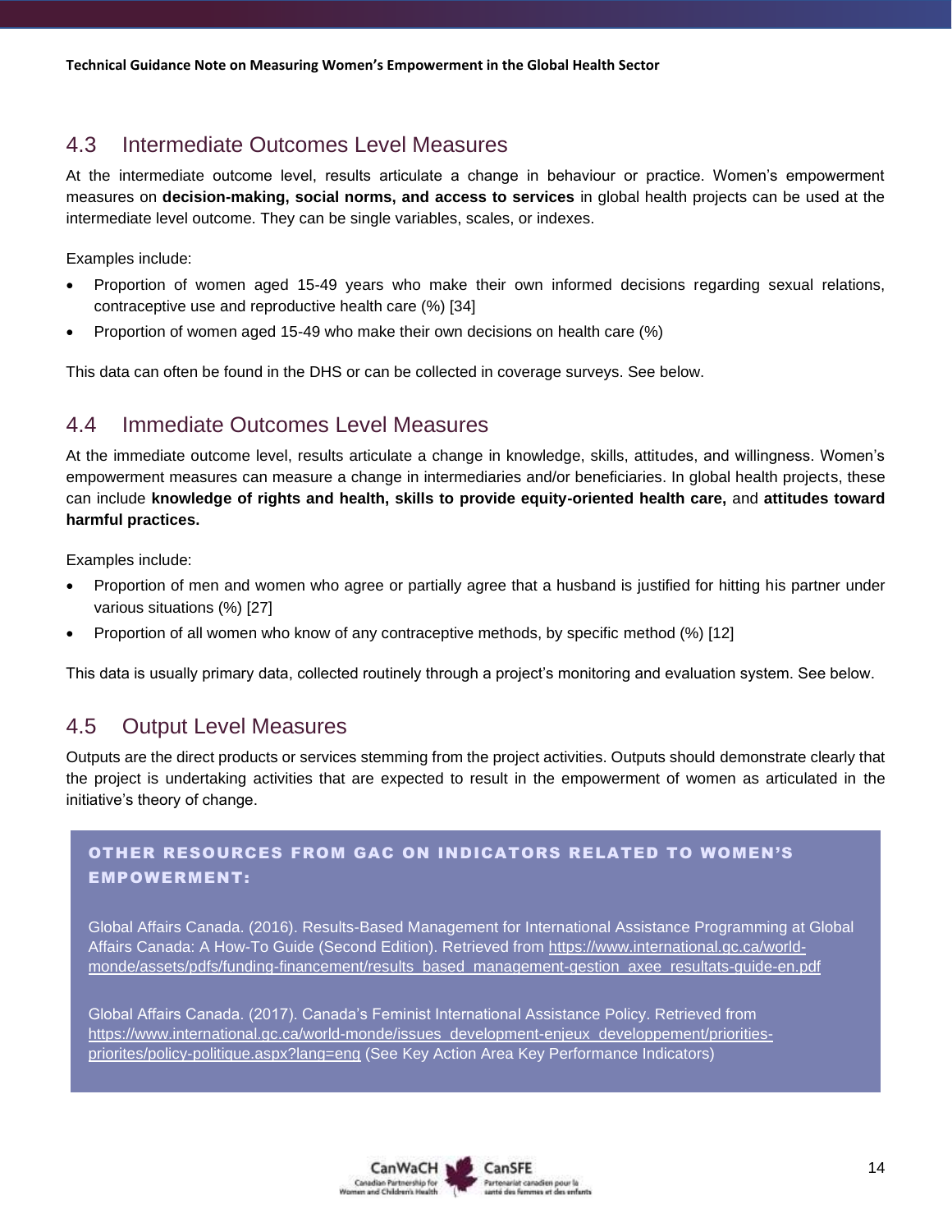## 4.3 Intermediate Outcomes Level Measures

At the intermediate outcome level, results articulate a change in behaviour or practice. Women's empowerment measures on **decision-making, social norms, and access to services** in global health projects can be used at the intermediate level outcome. They can be single variables, scales, or indexes.

Examples include:

- Proportion of women aged 15-49 years who make their own informed decisions regarding sexual relations, contraceptive use and reproductive health care (%) [34]
- Proportion of women aged 15-49 who make their own decisions on health care (%)

This data can often be found in the DHS or can be collected in coverage surveys. See below.

## 4.4 Immediate Outcomes Level Measures

At the immediate outcome level, results articulate a change in knowledge, skills, attitudes, and willingness. Women's empowerment measures can measure a change in intermediaries and/or beneficiaries. In global health projects, these can include **knowledge of rights and health, skills to provide equity-oriented health care,** and **attitudes toward harmful practices.**

Examples include:

- Proportion of men and women who agree or partially agree that a husband is justified for hitting his partner under various situations (%) [27]
- Proportion of all women who know of any contraceptive methods, by specific method (%) [12]

This data is usually primary data, collected routinely through a project's monitoring and evaluation system. See below.

## 4.5 Output Level Measures

Outputs are the direct products or services stemming from the project activities. Outputs should demonstrate clearly that the project is undertaking activities that are expected to result in the empowerment of women as articulated in the initiative's theory of change.

**OTHER RESOURCES FROM GAC ON INDICATORS RELATED TO WOMEN'S EMPOWERMENT:**

Global Affairs Canada. (2016). Results-Based Management for International Assistance Programming at Global Affairs Canada: A How-To Guide (Second Edition). Retrieved from https://www.international.gc.ca/world-monde/assets/pdfs/funding-financement/results_based_management-gestion_axee_resultats-guide-en.pdf

Global Affairs Canada. (2017). Canada's Feminist International Assistance Policy. Retrieved from https://www.international.gc.ca/world-monde/issues_development-enjeux_developpement/priorities-priorites/policy-politique.aspx?lang=eng (See Key Action Area Key Performance Indicators)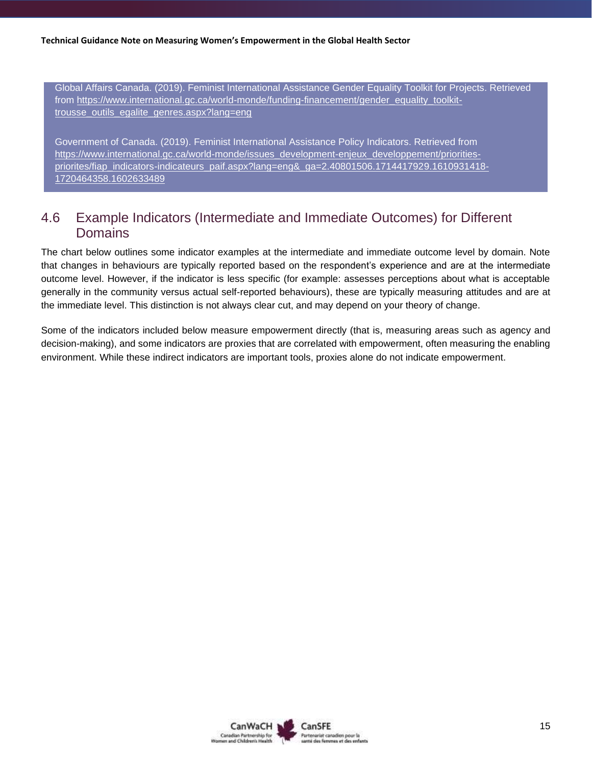Global Affairs Canada. (2019). Feminist International Assistance Gender Equality Toolkit for Projects. Retrieved from https://www.international.gc.ca/world-monde/funding-financement/gender_equality_toolkit-trousse_outils_egalite_genres.aspx?lang=eng

Government of Canada. (2019). Feminist International Assistance Policy Indicators. Retrieved from https://www.international.gc.ca/world-monde/issues_development-enjeux_developpement/priorities-priorites/fiap_indicators-indicateurs_paif.aspx?lang=eng&_ga=2.40801506.1714417929.1610931418-1720464358.1602633489

## 4.6 Example Indicators (Intermediate and Immediate Outcomes) for Different Domains

The chart below outlines some indicator examples at the intermediate and immediate outcome level by domain. Note that changes in behaviours are typically reported based on the respondent's experience and are at the intermediate outcome level. However, if the indicator is less specific (for example: assesses perceptions about what is acceptable generally in the community versus actual self-reported behaviours), these are typically measuring attitudes and are at the immediate level. This distinction is not always clear cut, and may depend on your theory of change.

Some of the indicators included below measure empowerment directly (that is, measuring areas such as agency and decision-making), and some indicators are proxies that are correlated with empowerment, often measuring the enabling environment. While these indirect indicators are important tools, proxies alone do not indicate empowerment.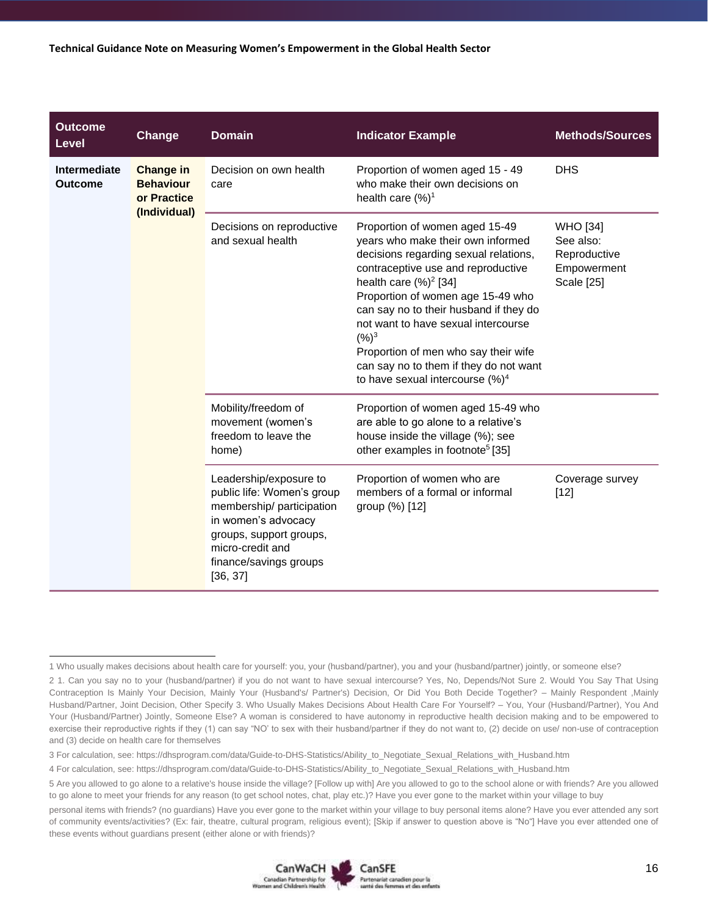| Outcome Level | Change | Domain | Indicator Example | Methods/Sources |
|---|---|---|---|---|
| **Intermediate Outcome** | **Change in Behaviour or Practice (Individual)** | Decision on own health care | Proportion of women aged 15 - 49 who make their own decisions on health care (%)[1] | DHS |
| | | Decisions on reproductive and sexual health | Proportion of women aged 15-49 years who make their own informed decisions regarding sexual relations, contraceptive use and reproductive health care (%)[2] [34]<br>Proportion of women age 15-49 who can say no to their husband if they do not want to have sexual intercourse (%)[3]<br>Proportion of men who say their wife can say no to them if they do not want to have sexual intercourse (%)[4] | WHO [34]<br>See also: Reproductive Empowerment Scale [25] |
| | | Mobility/freedom of movement (women's freedom to leave the home) | Proportion of women aged 15-49 who are able to go alone to a relative's house inside the village (%); see other examples in footnote[5] [35] | |
| | | Leadership/exposure to public life: Women's group membership/ participation in women's advocacy groups, support groups, micro-credit and finance/savings groups [36, 37] | Proportion of women who are members of a formal or informal group (%) [12] | Coverage survey [12] |

1 Who usually makes decisions about health care for yourself: you, your (husband/partner), you and your (husband/partner) jointly, or someone else?

2 1. Can you say no to your (husband/partner) if you do not want to have sexual intercourse? Yes, No, Depends/Not Sure 2. Would You Say That Using Contraception Is Mainly Your Decision, Mainly Your (Husband's/ Partner's) Decision, Or Did You Both Decide Together? – Mainly Respondent ,Mainly Husband/Partner, Joint Decision, Other Specify 3. Who Usually Makes Decisions About Health Care For Yourself? – You, Your (Husband/Partner), You And Your (Husband/Partner) Jointly, Someone Else? A woman is considered to have autonomy in reproductive health decision making and to be empowered to exercise their reproductive rights if they (1) can say "NO' to sex with their husband/partner if they do not want to, (2) decide on use/ non-use of contraception and (3) decide on health care for themselves

3 For calculation, see: https://dhsprogram.com/data/Guide-to-DHS-Statistics/Ability_to_Negotiate_Sexual_Relations_with_Husband.htm

4 For calculation, see: https://dhsprogram.com/data/Guide-to-DHS-Statistics/Ability_to_Negotiate_Sexual_Relations_with_Husband.htm

5 Are you allowed to go alone to a relative's house inside the village? [Follow up with] Are you allowed to go to the school alone or with friends? Are you allowed to go alone to meet your friends for any reason (to get school notes, chat, play etc.)? Have you ever gone to the market within your village to buy personal items with friends? (no guardians) Have you ever gone to the market within your village to buy personal items alone? Have you ever attended any sort of community events/activities? (Ex: fair, theatre, cultural program, religious event); [Skip if answer to question above is "No"] Have you ever attended one of these events without guardians present (either alone or with friends)?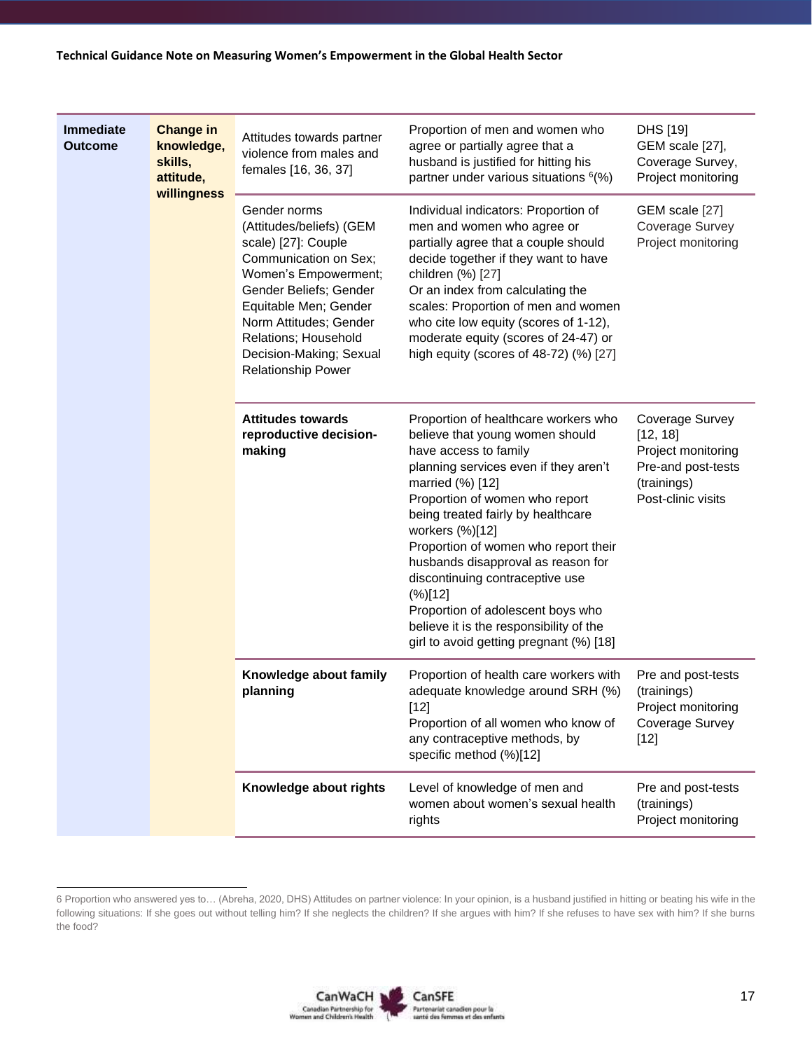| Immediate Outcome | Change in knowledge, skills, attitude, willingness | Attitudes towards partner violence from males and females [16, 36, 37] | Proportion of men and women who agree or partially agree that a husband is justified for hitting his partner under various situations [6] (%) | DHS [19]<br>GEM scale [27],<br>Coverage Survey,<br>Project monitoring |
|---|---|---|---|---|
| | | Gender norms (Attitudes/beliefs) (GEM scale) [27]: Couple Communication on Sex; Women's Empowerment; Gender Beliefs; Gender Equitable Men; Gender Norm Attitudes; Gender Relations; Household Decision-Making; Sexual Relationship Power | Individual indicators: Proportion of men and women who agree or partially agree that a couple should decide together if they want to have children (%) [27]<br>Or an index from calculating the scales: Proportion of men and women who cite low equity (scores of 1-12), moderate equity (scores of 24-47) or high equity (scores of 48-72) (%) [27] | GEM scale [27]<br>Coverage Survey<br>Project monitoring |
| | | **Attitudes towards reproductive decision-making** | Proportion of healthcare workers who believe that young women should have access to family planning services even if they aren't married (%) [12]<br>Proportion of women who report being treated fairly by healthcare workers (%)[12]<br>Proportion of women who report their husbands disapproval as reason for discontinuing contraceptive use (%)[12]<br>Proportion of adolescent boys who believe it is the responsibility of the girl to avoid getting pregnant (%) [18] | Coverage Survey [12, 18]<br>Project monitoring<br>Pre-and post-tests (trainings)<br>Post-clinic visits |
| | | **Knowledge about family planning** | Proportion of health care workers with adequate knowledge around SRH (%) [12]<br>Proportion of all women who know of any contraceptive methods, by specific method (%)[12] | Pre and post-tests (trainings)<br>Project monitoring<br>Coverage Survey [12] |
| | | **Knowledge about rights** | Level of knowledge of men and women about women's sexual health rights | Pre and post-tests (trainings)<br>Project monitoring |

6 Proportion who answered yes to… (Abreha, 2020, DHS) Attitudes on partner violence: In your opinion, is a husband justified in hitting or beating his wife in the following situations: If she goes out without telling him? If she neglects the children? If she argues with him? If she refuses to have sex with him? If she burns the food?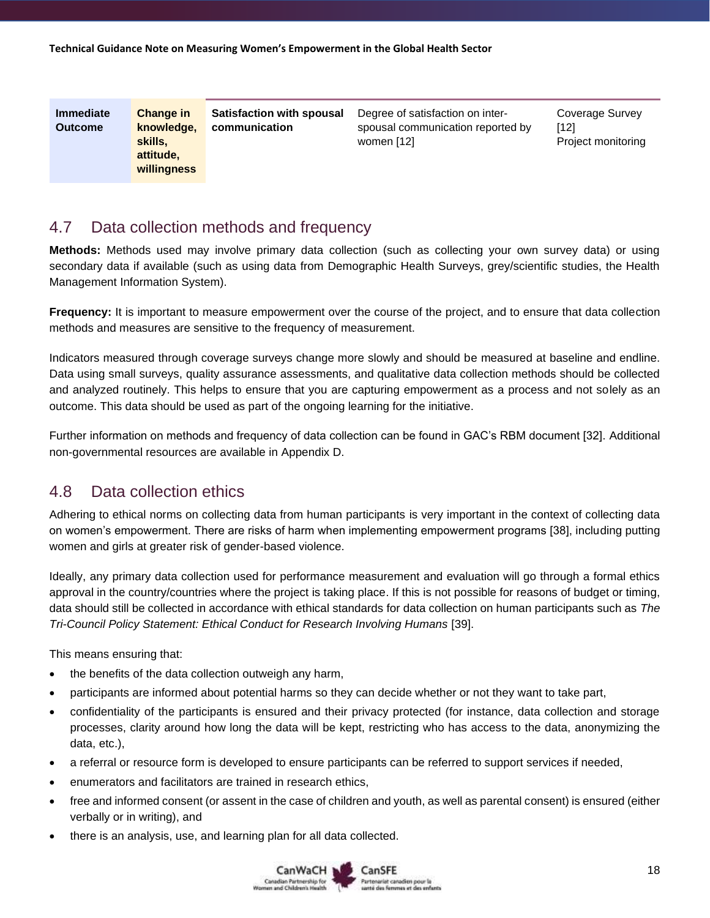| Immediate Outcome | Change in knowledge, skills, attitude, willingness | Satisfaction with spousal communication | Degree of satisfaction on inter-spousal communication reported by women [12] | Coverage Survey [12]<br>Project monitoring |
|---|---|---|---|---|

## 4.7 Data collection methods and frequency

**Methods:** Methods used may involve primary data collection (such as collecting your own survey data) or using secondary data if available (such as using data from Demographic Health Surveys, grey/scientific studies, the Health Management Information System).

**Frequency:** It is important to measure empowerment over the course of the project, and to ensure that data collection methods and measures are sensitive to the frequency of measurement.

Indicators measured through coverage surveys change more slowly and should be measured at baseline and endline. Data using small surveys, quality assurance assessments, and qualitative data collection methods should be collected and analyzed routinely. This helps to ensure that you are capturing empowerment as a process and not solely as an outcome. This data should be used as part of the ongoing learning for the initiative.

Further information on methods and frequency of data collection can be found in GAC's RBM document [32]. Additional non-governmental resources are available in Appendix D.

## 4.8 Data collection ethics

Adhering to ethical norms on collecting data from human participants is very important in the context of collecting data on women's empowerment. There are risks of harm when implementing empowerment programs [38], including putting women and girls at greater risk of gender-based violence.

Ideally, any primary data collection used for performance measurement and evaluation will go through a formal ethics approval in the country/countries where the project is taking place. If this is not possible for reasons of budget or timing, data should still be collected in accordance with ethical standards for data collection on human participants such as *The Tri-Council Policy Statement: Ethical Conduct for Research Involving Humans* [39].

This means ensuring that:

- the benefits of the data collection outweigh any harm,
- participants are informed about potential harms so they can decide whether or not they want to take part,
- confidentiality of the participants is ensured and their privacy protected (for instance, data collection and storage processes, clarity around how long the data will be kept, restricting who has access to the data, anonymizing the data, etc.),
- a referral or resource form is developed to ensure participants can be referred to support services if needed,
- enumerators and facilitators are trained in research ethics,
- free and informed consent (or assent in the case of children and youth, as well as parental consent) is ensured (either verbally or in writing), and
- there is an analysis, use, and learning plan for all data collected.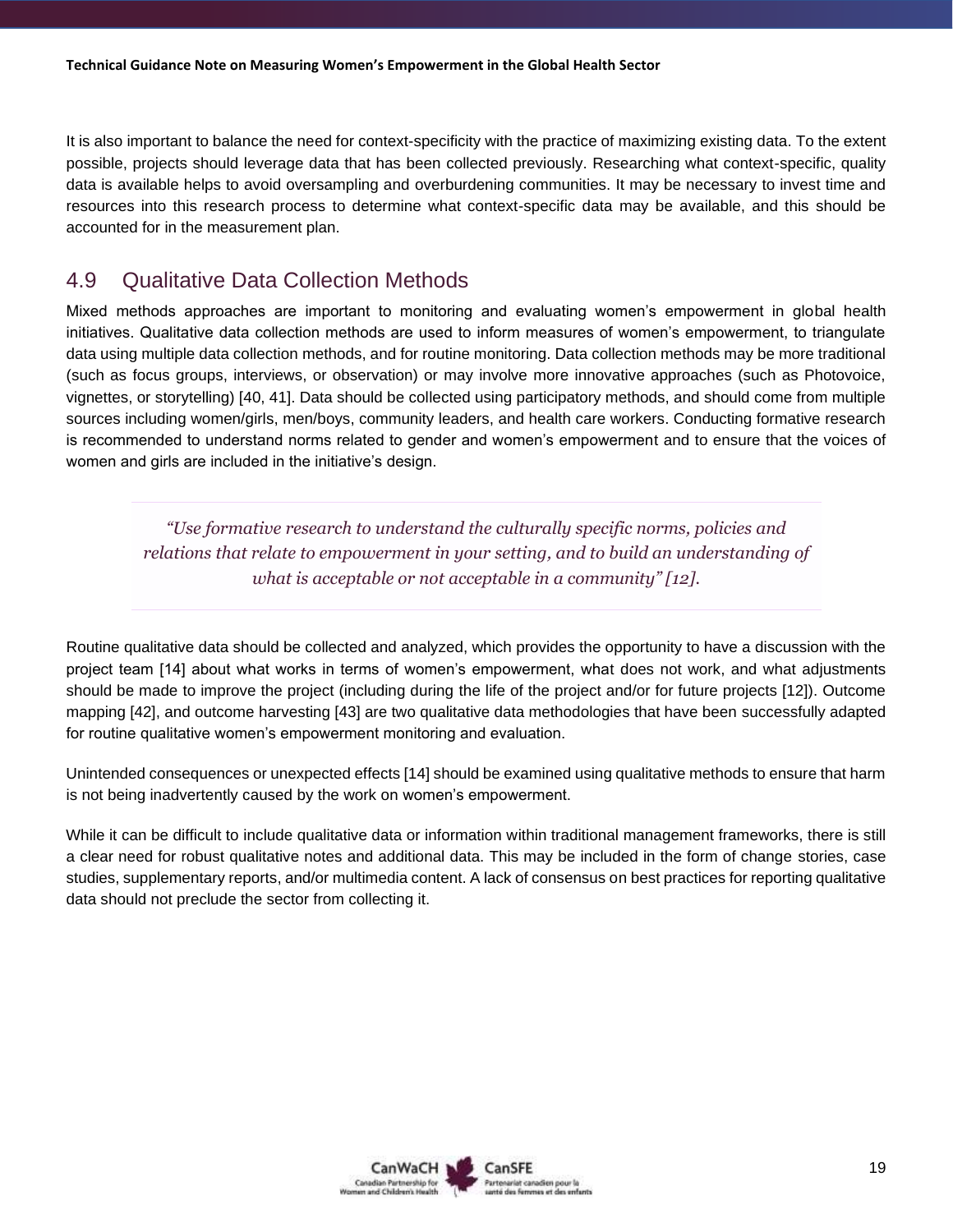It is also important to balance the need for context-specificity with the practice of maximizing existing data. To the extent possible, projects should leverage data that has been collected previously. Researching what context-specific, quality data is available helps to avoid oversampling and overburdening communities. It may be necessary to invest time and resources into this research process to determine what context-specific data may be available, and this should be accounted for in the measurement plan.

## 4.9 Qualitative Data Collection Methods

Mixed methods approaches are important to monitoring and evaluating women's empowerment in global health initiatives. Qualitative data collection methods are used to inform measures of women's empowerment, to triangulate data using multiple data collection methods, and for routine monitoring. Data collection methods may be more traditional (such as focus groups, interviews, or observation) or may involve more innovative approaches (such as Photovoice, vignettes, or storytelling) [40, 41]. Data should be collected using participatory methods, and should come from multiple sources including women/girls, men/boys, community leaders, and health care workers. Conducting formative research is recommended to understand norms related to gender and women's empowerment and to ensure that the voices of women and girls are included in the initiative's design.

> *"Use formative research to understand the culturally specific norms, policies and relations that relate to empowerment in your setting, and to build an understanding of what is acceptable or not acceptable in a community" [12].*

Routine qualitative data should be collected and analyzed, which provides the opportunity to have a discussion with the project team [14] about what works in terms of women's empowerment, what does not work, and what adjustments should be made to improve the project (including during the life of the project and/or for future projects [12]). Outcome mapping [42], and outcome harvesting [43] are two qualitative data methodologies that have been successfully adapted for routine qualitative women's empowerment monitoring and evaluation.

Unintended consequences or unexpected effects [14] should be examined using qualitative methods to ensure that harm is not being inadvertently caused by the work on women's empowerment.

While it can be difficult to include qualitative data or information within traditional management frameworks, there is still a clear need for robust qualitative notes and additional data. This may be included in the form of change stories, case studies, supplementary reports, and/or multimedia content. A lack of consensus on best practices for reporting qualitative data should not preclude the sector from collecting it.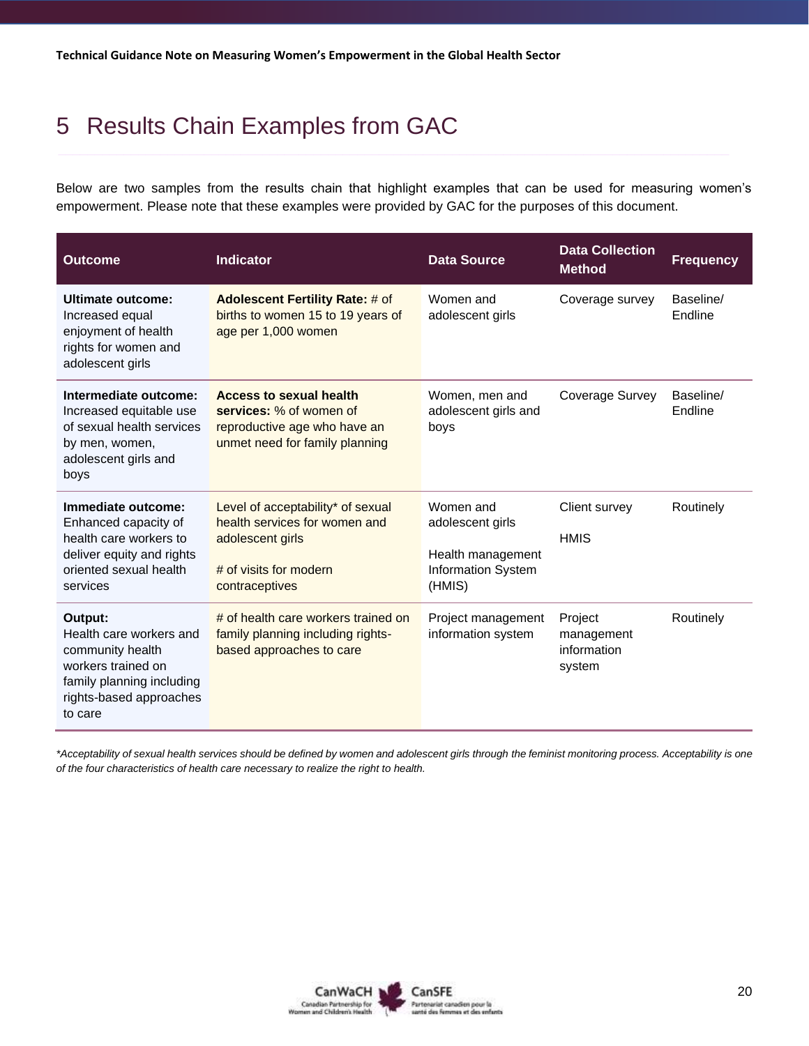# 5 Results Chain Examples from GAC

Below are two samples from the results chain that highlight examples that can be used for measuring women's empowerment. Please note that these examples were provided by GAC for the purposes of this document.

| Outcome | Indicator | Data Source | Data Collection Method | Frequency |
|---|---|---|---|---|
| **Ultimate outcome:** Increased equal enjoyment of health rights for women and adolescent girls | **Adolescent Fertility Rate:** # of births to women 15 to 19 years of age per 1,000 women | Women and adolescent girls | Coverage survey | Baseline/ Endline |
| **Intermediate outcome:** Increased equitable use of sexual health services by men, women, adolescent girls and boys | **Access to sexual health services:** % of women of reproductive age who have an unmet need for family planning | Women, men and adolescent girls and boys | Coverage Survey | Baseline/ Endline |
| **Immediate outcome:** Enhanced capacity of health care workers to deliver equity and rights oriented sexual health services | Level of acceptability* of sexual health services for women and adolescent girls<br><br># of visits for modern contraceptives | Women and adolescent girls<br><br>Health management Information System (HMIS) | Client survey<br><br>HMIS | Routinely |
| **Output:** Health care workers and community health workers trained on family planning including rights-based approaches to care | # of health care workers trained on family planning including rights-based approaches to care | Project management information system | Project management information system | Routinely |

*\*Acceptability of sexual health services should be defined by women and adolescent girls through the feminist monitoring process. Acceptability is one of the four characteristics of health care necessary to realize the right to health.*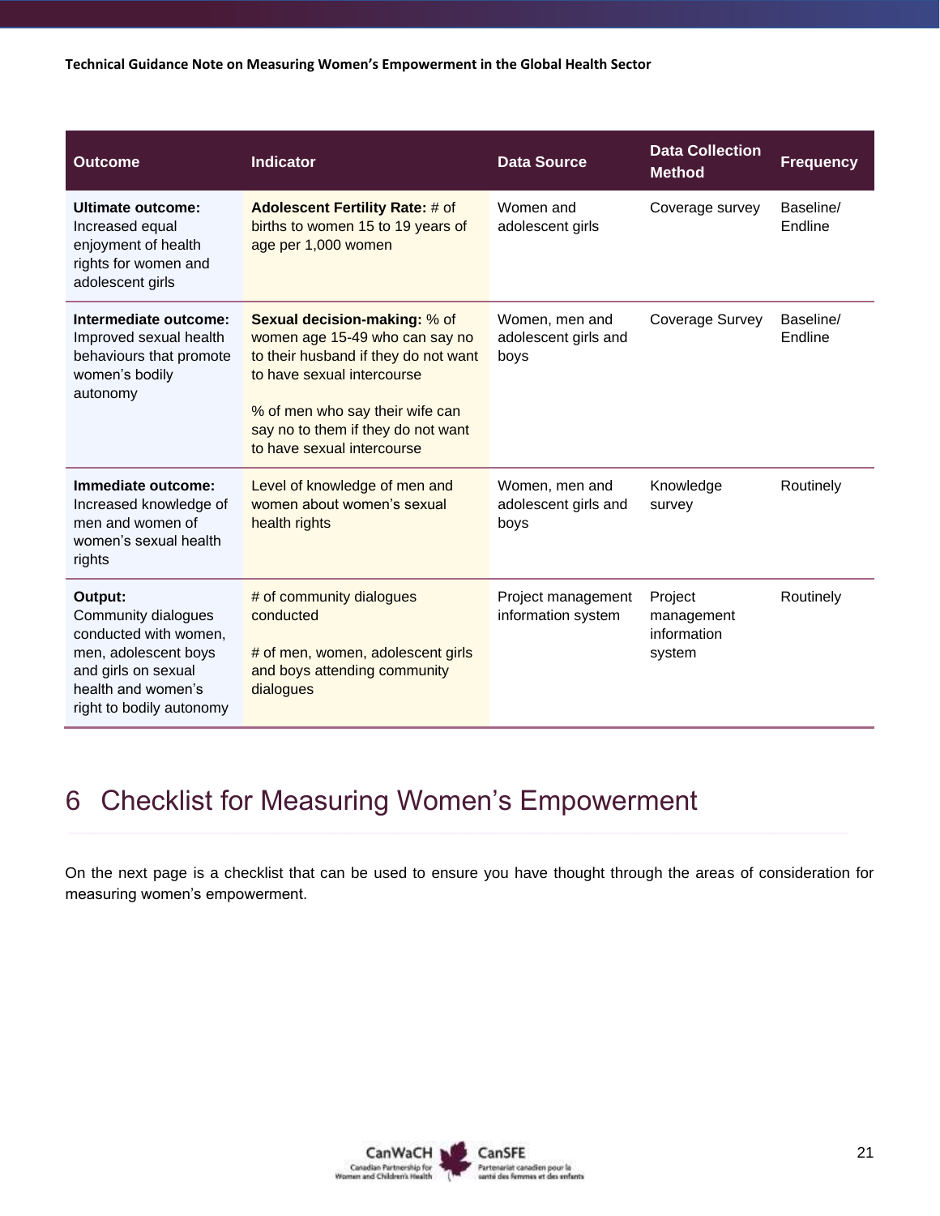| Outcome | Indicator | Data Source | Data Collection Method | Frequency |
|---|---|---|---|---|
| **Ultimate outcome:** Increased equal enjoyment of health rights for women and adolescent girls | **Adolescent Fertility Rate:** # of births to women 15 to 19 years of age per 1,000 women | Women and adolescent girls | Coverage survey | Baseline/ Endline |
| **Intermediate outcome:** Improved sexual health behaviours that promote women's bodily autonomy | **Sexual decision-making:** % of women age 15-49 who can say no to their husband if they do not want to have sexual intercourse<br><br>% of men who say their wife can say no to them if they do not want to have sexual intercourse | Women, men and adolescent girls and boys | Coverage Survey | Baseline/ Endline |
| **Immediate outcome:** Increased knowledge of men and women of women's sexual health rights | Level of knowledge of men and women about women's sexual health rights | Women, men and adolescent girls and boys | Knowledge survey | Routinely |
| **Output:** Community dialogues conducted with women, men, adolescent boys and girls on sexual health and women's right to bodily autonomy | # of community dialogues conducted<br><br># of men, women, adolescent girls and boys attending community dialogues | Project management information system | Project management information system | Routinely |

# 6 Checklist for Measuring Women's Empowerment

On the next page is a checklist that can be used to ensure you have thought through the areas of consideration for measuring women's empowerment.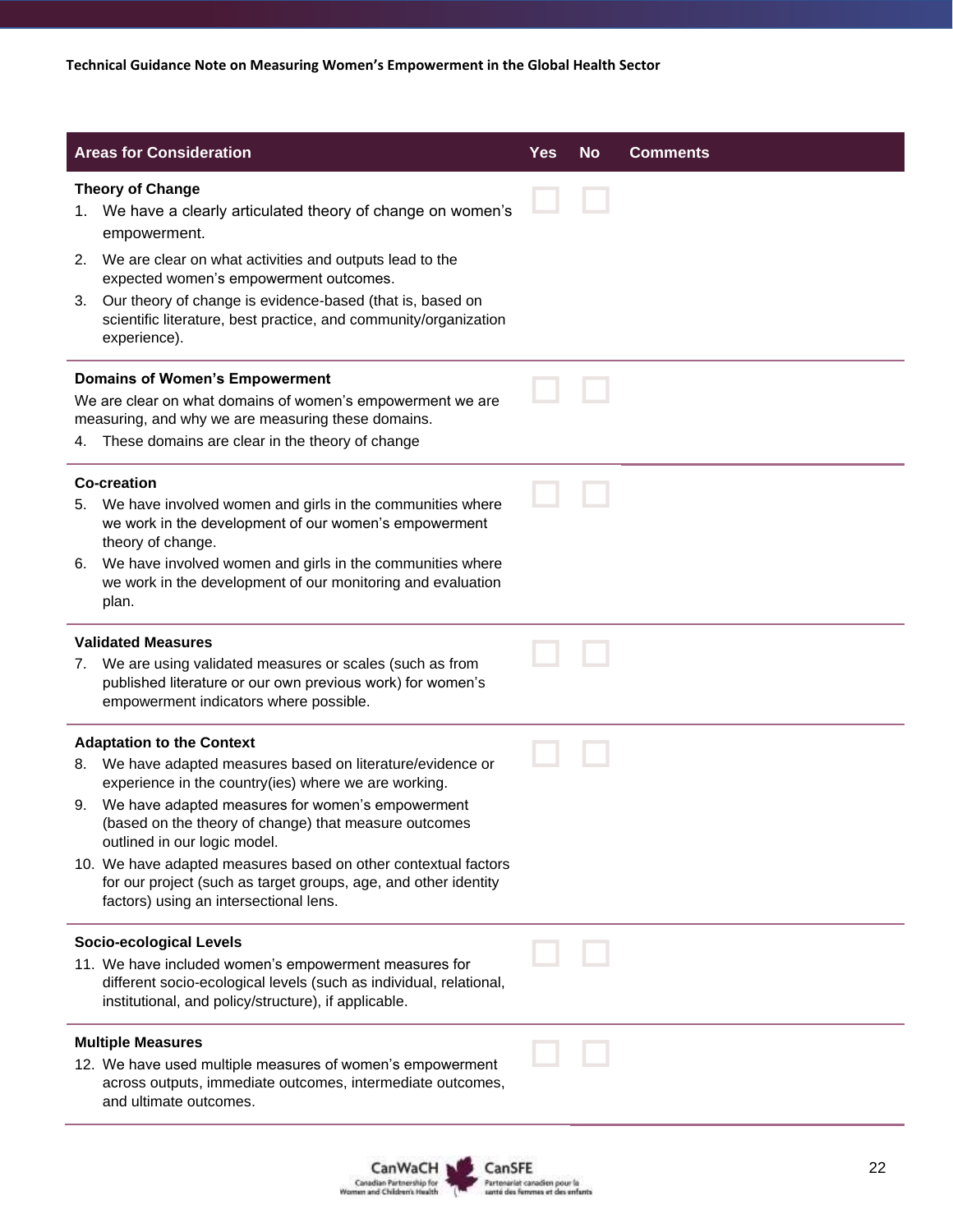| Areas for Consideration | Yes | No | Comments |
|---|---|---|---|
| **Theory of Change**<br>1. We have a clearly articulated theory of change on women's empowerment.<br>2. We are clear on what activities and outputs lead to the expected women's empowerment outcomes.<br>3. Our theory of change is evidence-based (that is, based on scientific literature, best practice, and community/organization experience). | ☐ | ☐ | |
| **Domains of Women's Empowerment**<br>We are clear on what domains of women's empowerment we are measuring, and why we are measuring these domains.<br>4. These domains are clear in the theory of change | ☐ | ☐ | |
| **Co-creation**<br>5. We have involved women and girls in the communities where we work in the development of our women's empowerment theory of change.<br>6. We have involved women and girls in the communities where we work in the development of our monitoring and evaluation plan. | ☐ | ☐ | |
| **Validated Measures**<br>7. We are using validated measures or scales (such as from published literature or our own previous work) for women's empowerment indicators where possible. | ☐ | ☐ | |
| **Adaptation to the Context**<br>8. We have adapted measures based on literature/evidence or experience in the country(ies) where we are working.<br>9. We have adapted measures for women's empowerment (based on the theory of change) that measure outcomes outlined in our logic model.<br>10. We have adapted measures based on other contextual factors for our project (such as target groups, age, and other identity factors) using an intersectional lens. | ☐ | ☐ | |
| **Socio-ecological Levels**<br>11. We have included women's empowerment measures for different socio-ecological levels (such as individual, relational, institutional, and policy/structure), if applicable. | ☐ | ☐ | |
| **Multiple Measures**<br>12. We have used multiple measures of women's empowerment across outputs, immediate outcomes, intermediate outcomes, and ultimate outcomes. | ☐ | ☐ | |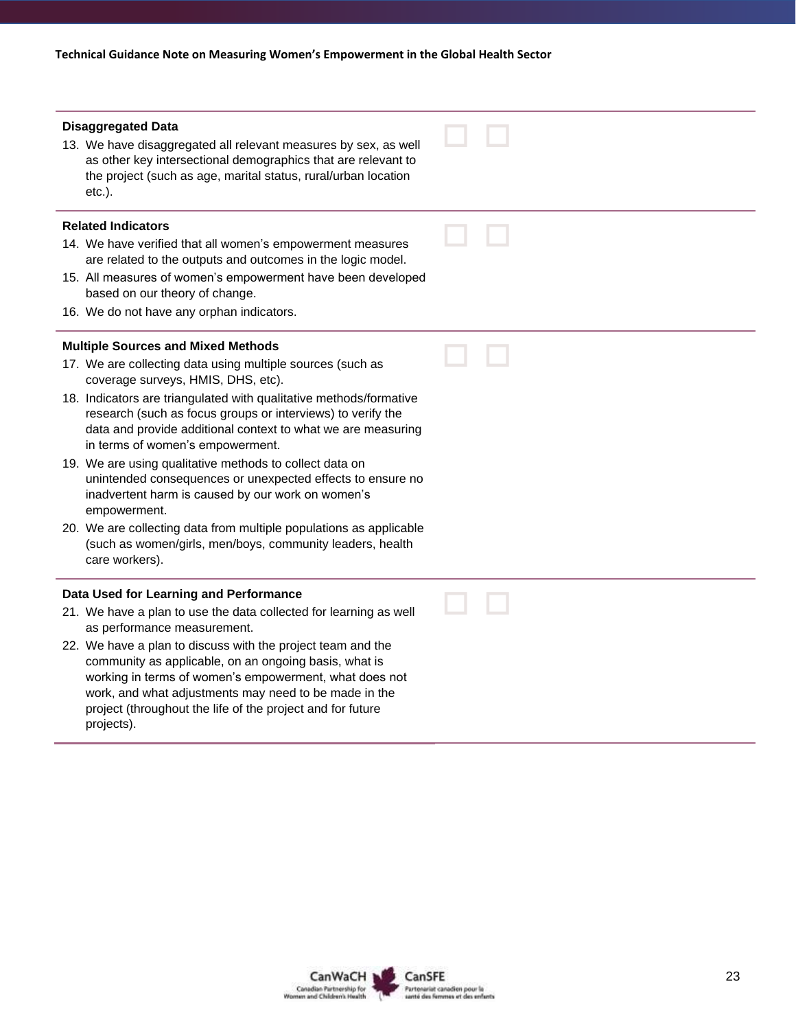**Disaggregated Data**

13. We have disaggregated all relevant measures by sex, as well as other key intersectional demographics that are relevant to the project (such as age, marital status, rural/urban location etc.).

☐ ☐

**Related Indicators**

14. We have verified that all women's empowerment measures are related to the outputs and outcomes in the logic model.
15. All measures of women's empowerment have been developed based on our theory of change.
16. We do not have any orphan indicators.

☐ ☐

**Multiple Sources and Mixed Methods**

17. We are collecting data using multiple sources (such as coverage surveys, HMIS, DHS, etc).
18. Indicators are triangulated with qualitative methods/formative research (such as focus groups or interviews) to verify the data and provide additional context to what we are measuring in terms of women's empowerment.
19. We are using qualitative methods to collect data on unintended consequences or unexpected effects to ensure no inadvertent harm is caused by our work on women's empowerment.
20. We are collecting data from multiple populations as applicable (such as women/girls, men/boys, community leaders, health care workers).

☐ ☐

**Data Used for Learning and Performance**

21. We have a plan to use the data collected for learning as well as performance measurement.
22. We have a plan to discuss with the project team and the community as applicable, on an ongoing basis, what is working in terms of women's empowerment, what does not work, and what adjustments may need to be made in the project (throughout the life of the project and for future projects).

☐ ☐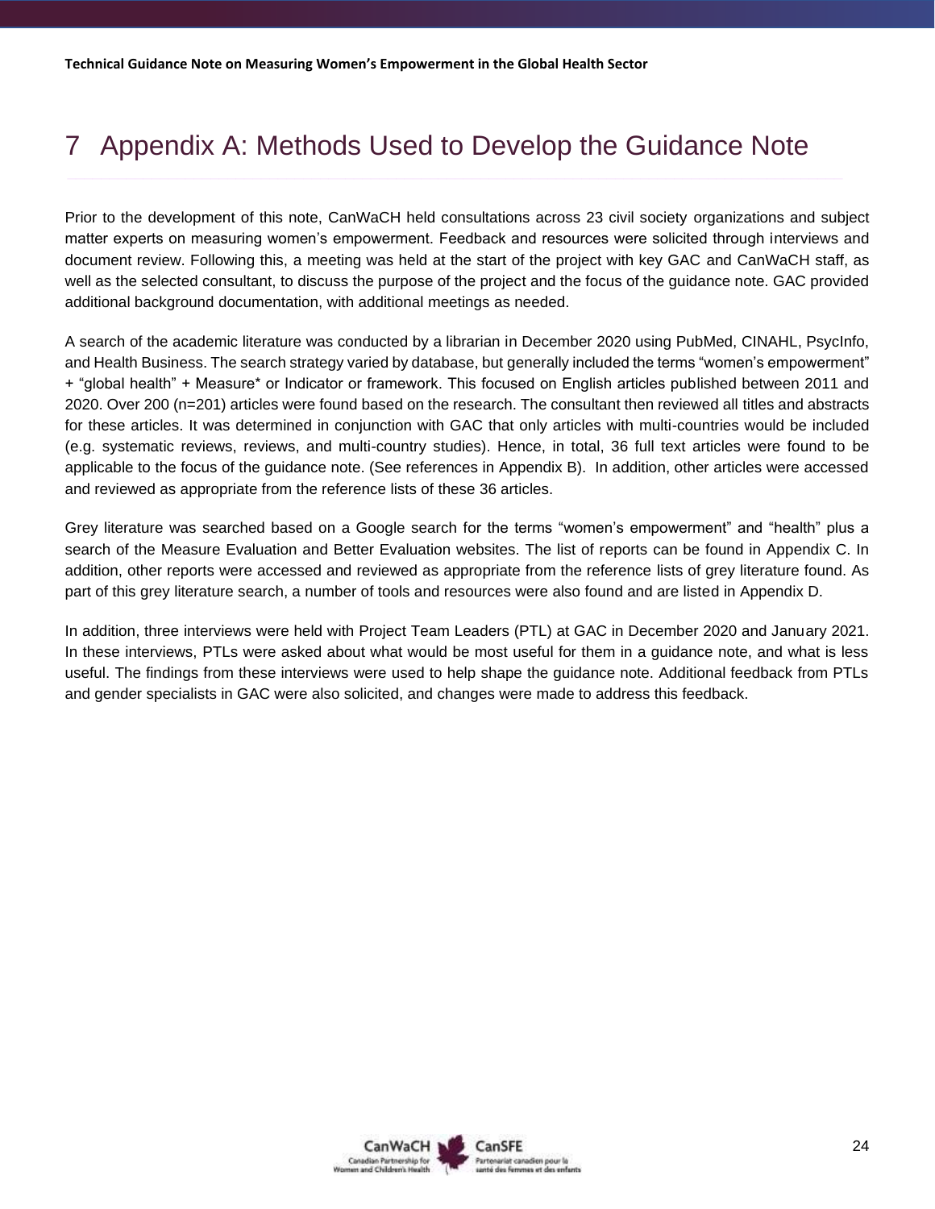# 7 Appendix A: Methods Used to Develop the Guidance Note

Prior to the development of this note, CanWaCH held consultations across 23 civil society organizations and subject matter experts on measuring women's empowerment. Feedback and resources were solicited through interviews and document review. Following this, a meeting was held at the start of the project with key GAC and CanWaCH staff, as well as the selected consultant, to discuss the purpose of the project and the focus of the guidance note. GAC provided additional background documentation, with additional meetings as needed.

A search of the academic literature was conducted by a librarian in December 2020 using PubMed, CINAHL, PsycInfo, and Health Business. The search strategy varied by database, but generally included the terms "women's empowerment" + "global health" + Measure* or Indicator or framework. This focused on English articles published between 2011 and 2020. Over 200 (n=201) articles were found based on the research. The consultant then reviewed all titles and abstracts for these articles. It was determined in conjunction with GAC that only articles with multi-countries would be included (e.g. systematic reviews, reviews, and multi-country studies). Hence, in total, 36 full text articles were found to be applicable to the focus of the guidance note. (See references in Appendix B). In addition, other articles were accessed and reviewed as appropriate from the reference lists of these 36 articles.

Grey literature was searched based on a Google search for the terms "women's empowerment" and "health" plus a search of the Measure Evaluation and Better Evaluation websites. The list of reports can be found in Appendix C. In addition, other reports were accessed and reviewed as appropriate from the reference lists of grey literature found. As part of this grey literature search, a number of tools and resources were also found and are listed in Appendix D.

In addition, three interviews were held with Project Team Leaders (PTL) at GAC in December 2020 and January 2021. In these interviews, PTLs were asked about what would be most useful for them in a guidance note, and what is less useful. The findings from these interviews were used to help shape the guidance note. Additional feedback from PTLs and gender specialists in GAC were also solicited, and changes were made to address this feedback.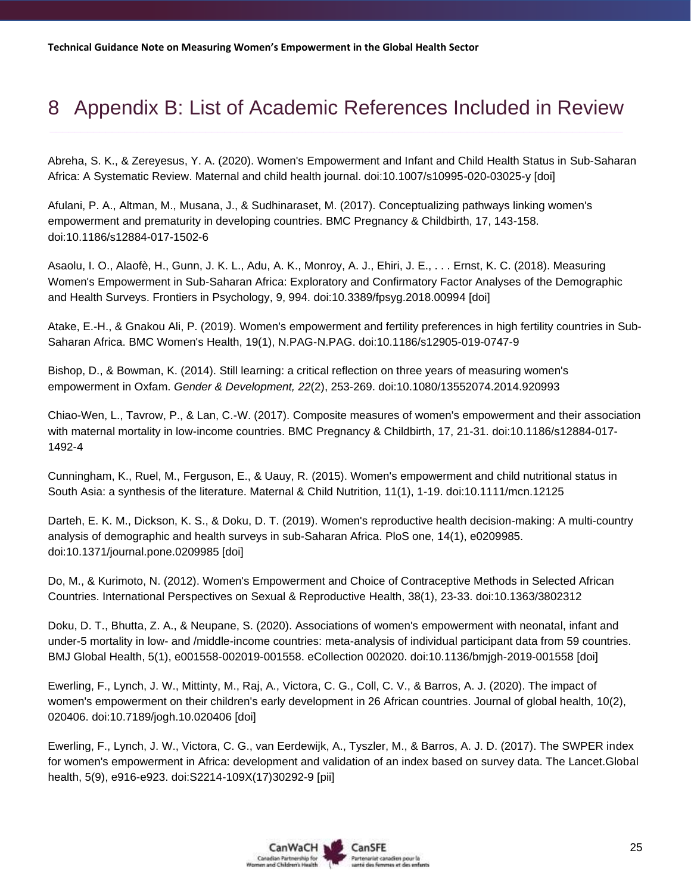# 8 Appendix B: List of Academic References Included in Review

Abreha, S. K., & Zereyesus, Y. A. (2020). Women's Empowerment and Infant and Child Health Status in Sub-Saharan Africa: A Systematic Review. Maternal and child health journal. doi:10.1007/s10995-020-03025-y [doi]

Afulani, P. A., Altman, M., Musana, J., & Sudhinaraset, M. (2017). Conceptualizing pathways linking women's empowerment and prematurity in developing countries. BMC Pregnancy & Childbirth, 17, 143-158. doi:10.1186/s12884-017-1502-6

Asaolu, I. O., Alaofè, H., Gunn, J. K. L., Adu, A. K., Monroy, A. J., Ehiri, J. E., . . . Ernst, K. C. (2018). Measuring Women's Empowerment in Sub-Saharan Africa: Exploratory and Confirmatory Factor Analyses of the Demographic and Health Surveys. Frontiers in Psychology, 9, 994. doi:10.3389/fpsyg.2018.00994 [doi]

Atake, E.-H., & Gnakou Ali, P. (2019). Women's empowerment and fertility preferences in high fertility countries in Sub-Saharan Africa. BMC Women's Health, 19(1), N.PAG-N.PAG. doi:10.1186/s12905-019-0747-9

Bishop, D., & Bowman, K. (2014). Still learning: a critical reflection on three years of measuring women's empowerment in Oxfam. *Gender & Development, 22*(2), 253-269. doi:10.1080/13552074.2014.920993

Chiao-Wen, L., Tavrow, P., & Lan, C.-W. (2017). Composite measures of women's empowerment and their association with maternal mortality in low-income countries. BMC Pregnancy & Childbirth, 17, 21-31. doi:10.1186/s12884-017-1492-4

Cunningham, K., Ruel, M., Ferguson, E., & Uauy, R. (2015). Women's empowerment and child nutritional status in South Asia: a synthesis of the literature. Maternal & Child Nutrition, 11(1), 1-19. doi:10.1111/mcn.12125

Darteh, E. K. M., Dickson, K. S., & Doku, D. T. (2019). Women's reproductive health decision-making: A multi-country analysis of demographic and health surveys in sub-Saharan Africa. PloS one, 14(1), e0209985. doi:10.1371/journal.pone.0209985 [doi]

Do, M., & Kurimoto, N. (2012). Women's Empowerment and Choice of Contraceptive Methods in Selected African Countries. International Perspectives on Sexual & Reproductive Health, 38(1), 23-33. doi:10.1363/3802312

Doku, D. T., Bhutta, Z. A., & Neupane, S. (2020). Associations of women's empowerment with neonatal, infant and under-5 mortality in low- and /middle-income countries: meta-analysis of individual participant data from 59 countries. BMJ Global Health, 5(1), e001558-002019-001558. eCollection 002020. doi:10.1136/bmjgh-2019-001558 [doi]

Ewerling, F., Lynch, J. W., Mittinty, M., Raj, A., Victora, C. G., Coll, C. V., & Barros, A. J. (2020). The impact of women's empowerment on their children's early development in 26 African countries. Journal of global health, 10(2), 020406. doi:10.7189/jogh.10.020406 [doi]

Ewerling, F., Lynch, J. W., Victora, C. G., van Eerdewijk, A., Tyszler, M., & Barros, A. J. D. (2017). The SWPER index for women's empowerment in Africa: development and validation of an index based on survey data. The Lancet.Global health, 5(9), e916-e923. doi:S2214-109X(17)30292-9 [pii]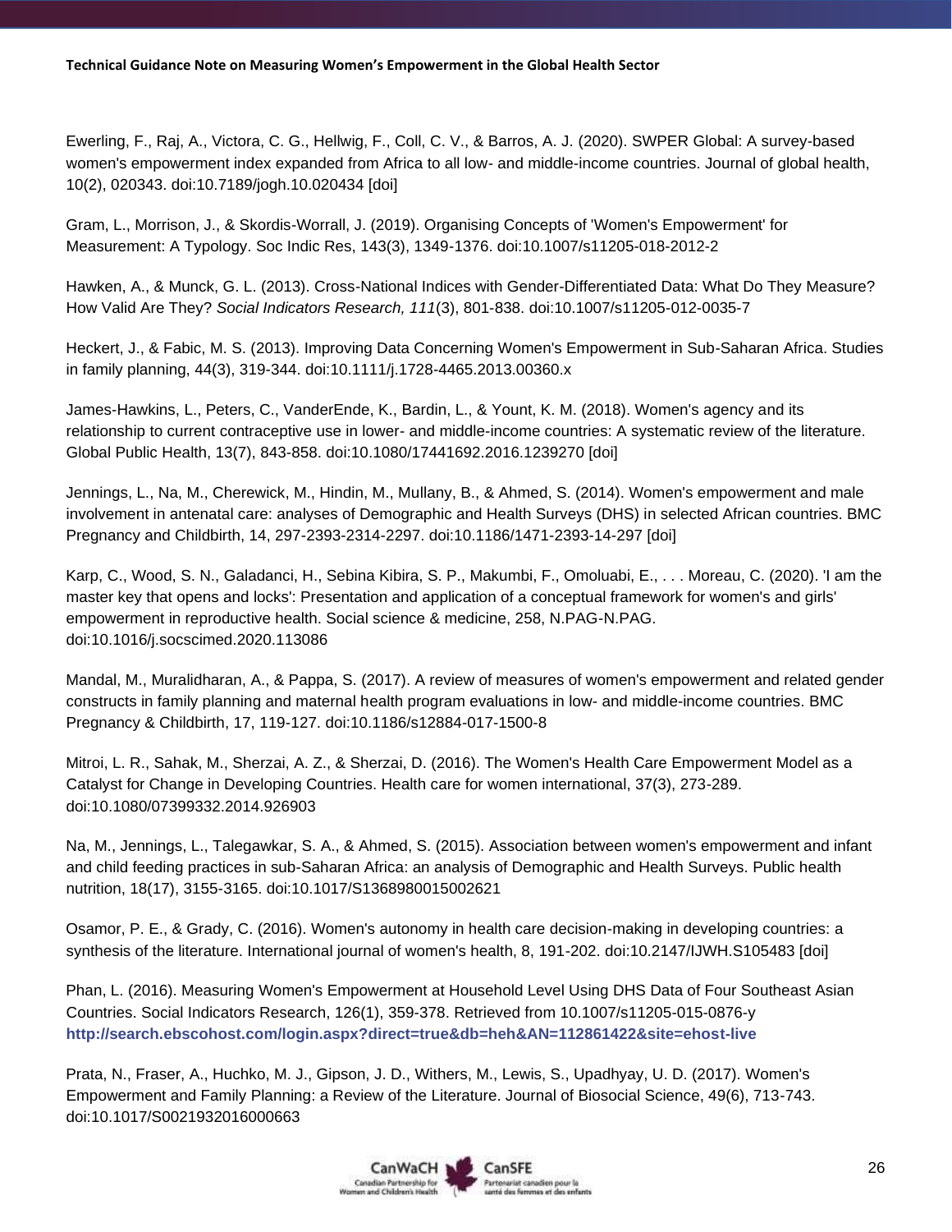Ewerling, F., Raj, A., Victora, C. G., Hellwig, F., Coll, C. V., & Barros, A. J. (2020). SWPER Global: A survey-based women's empowerment index expanded from Africa to all low- and middle-income countries. Journal of global health, 10(2), 020343. doi:10.7189/jogh.10.020434 [doi]

Gram, L., Morrison, J., & Skordis-Worrall, J. (2019). Organising Concepts of 'Women's Empowerment' for Measurement: A Typology. Soc Indic Res, 143(3), 1349-1376. doi:10.1007/s11205-018-2012-2

Hawken, A., & Munck, G. L. (2013). Cross-National Indices with Gender-Differentiated Data: What Do They Measure? How Valid Are They? *Social Indicators Research, 111*(3), 801-838. doi:10.1007/s11205-012-0035-7

Heckert, J., & Fabic, M. S. (2013). Improving Data Concerning Women's Empowerment in Sub-Saharan Africa. Studies in family planning, 44(3), 319-344. doi:10.1111/j.1728-4465.2013.00360.x

James-Hawkins, L., Peters, C., VanderEnde, K., Bardin, L., & Yount, K. M. (2018). Women's agency and its relationship to current contraceptive use in lower- and middle-income countries: A systematic review of the literature. Global Public Health, 13(7), 843-858. doi:10.1080/17441692.2016.1239270 [doi]

Jennings, L., Na, M., Cherewick, M., Hindin, M., Mullany, B., & Ahmed, S. (2014). Women's empowerment and male involvement in antenatal care: analyses of Demographic and Health Surveys (DHS) in selected African countries. BMC Pregnancy and Childbirth, 14, 297-2393-2314-2297. doi:10.1186/1471-2393-14-297 [doi]

Karp, C., Wood, S. N., Galadanci, H., Sebina Kibira, S. P., Makumbi, F., Omoluabi, E., . . . Moreau, C. (2020). 'I am the master key that opens and locks': Presentation and application of a conceptual framework for women's and girls' empowerment in reproductive health. Social science & medicine, 258, N.PAG-N.PAG. doi:10.1016/j.socscimed.2020.113086

Mandal, M., Muralidharan, A., & Pappa, S. (2017). A review of measures of women's empowerment and related gender constructs in family planning and maternal health program evaluations in low- and middle-income countries. BMC Pregnancy & Childbirth, 17, 119-127. doi:10.1186/s12884-017-1500-8

Mitroi, L. R., Sahak, M., Sherzai, A. Z., & Sherzai, D. (2016). The Women's Health Care Empowerment Model as a Catalyst for Change in Developing Countries. Health care for women international, 37(3), 273-289. doi:10.1080/07399332.2014.926903

Na, M., Jennings, L., Talegawkar, S. A., & Ahmed, S. (2015). Association between women's empowerment and infant and child feeding practices in sub-Saharan Africa: an analysis of Demographic and Health Surveys. Public health nutrition, 18(17), 3155-3165. doi:10.1017/S1368980015002621

Osamor, P. E., & Grady, C. (2016). Women's autonomy in health care decision-making in developing countries: a synthesis of the literature. International journal of women's health, 8, 191-202. doi:10.2147/IJWH.S105483 [doi]

Phan, L. (2016). Measuring Women's Empowerment at Household Level Using DHS Data of Four Southeast Asian Countries. Social Indicators Research, 126(1), 359-378. Retrieved from 10.1007/s11205-015-0876-y **http://search.ebscohost.com/login.aspx?direct=true&db=heh&AN=112861422&site=ehost-live**

Prata, N., Fraser, A., Huchko, M. J., Gipson, J. D., Withers, M., Lewis, S., Upadhyay, U. D. (2017). Women's Empowerment and Family Planning: a Review of the Literature. Journal of Biosocial Science, 49(6), 713-743. doi:10.1017/S0021932016000663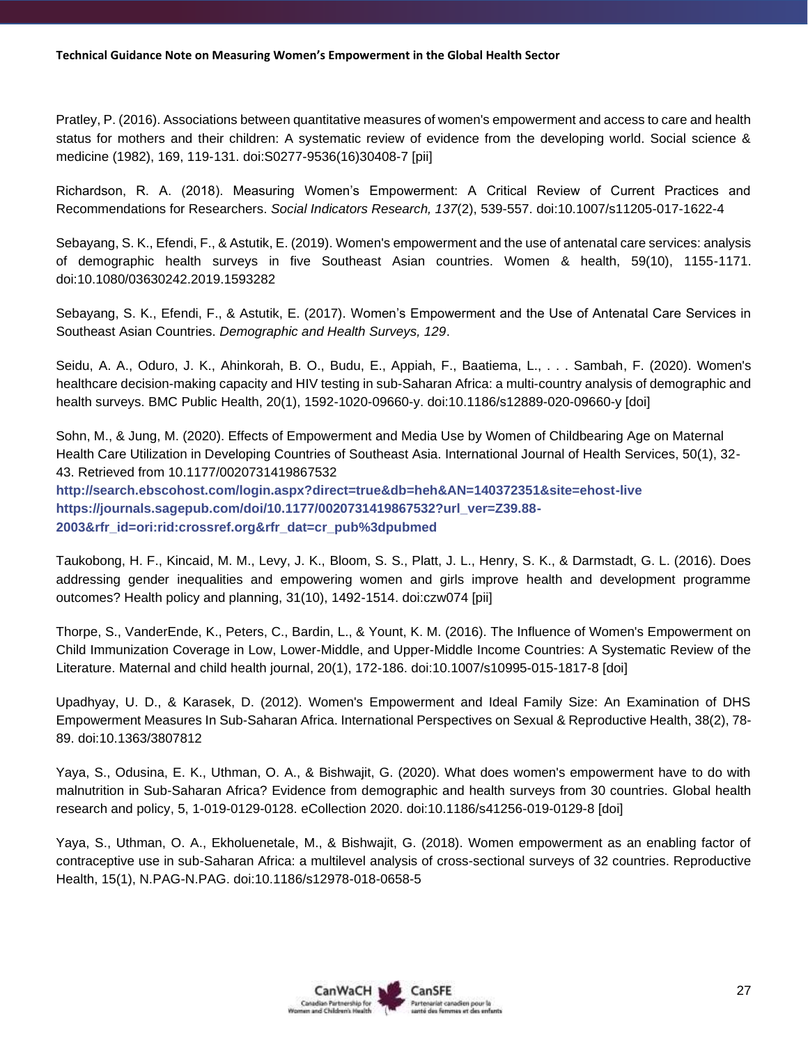Pratley, P. (2016). Associations between quantitative measures of women's empowerment and access to care and health status for mothers and their children: A systematic review of evidence from the developing world. Social science & medicine (1982), 169, 119-131. doi:S0277-9536(16)30408-7 [pii]

Richardson, R. A. (2018). Measuring Women's Empowerment: A Critical Review of Current Practices and Recommendations for Researchers. *Social Indicators Research, 137*(2), 539-557. doi:10.1007/s11205-017-1622-4

Sebayang, S. K., Efendi, F., & Astutik, E. (2019). Women's empowerment and the use of antenatal care services: analysis of demographic health surveys in five Southeast Asian countries. Women & health, 59(10), 1155-1171. doi:10.1080/03630242.2019.1593282

Sebayang, S. K., Efendi, F., & Astutik, E. (2017). Women's Empowerment and the Use of Antenatal Care Services in Southeast Asian Countries. *Demographic and Health Surveys, 129*.

Seidu, A. A., Oduro, J. K., Ahinkorah, B. O., Budu, E., Appiah, F., Baatiema, L., . . . Sambah, F. (2020). Women's healthcare decision-making capacity and HIV testing in sub-Saharan Africa: a multi-country analysis of demographic and health surveys. BMC Public Health, 20(1), 1592-1020-09660-y. doi:10.1186/s12889-020-09660-y [doi]

Sohn, M., & Jung, M. (2020). Effects of Empowerment and Media Use by Women of Childbearing Age on Maternal Health Care Utilization in Developing Countries of Southeast Asia. International Journal of Health Services, 50(1), 32-43. Retrieved from 10.1177/0020731419867532
**http://search.ebscohost.com/login.aspx?direct=true&db=heh&AN=140372351&site=ehost-live**
**https://journals.sagepub.com/doi/10.1177/0020731419867532?url_ver=Z39.88-2003&rfr_id=ori:rid:crossref.org&rfr_dat=cr_pub%3dpubmed**

Taukobong, H. F., Kincaid, M. M., Levy, J. K., Bloom, S. S., Platt, J. L., Henry, S. K., & Darmstadt, G. L. (2016). Does addressing gender inequalities and empowering women and girls improve health and development programme outcomes? Health policy and planning, 31(10), 1492-1514. doi:czw074 [pii]

Thorpe, S., VanderEnde, K., Peters, C., Bardin, L., & Yount, K. M. (2016). The Influence of Women's Empowerment on Child Immunization Coverage in Low, Lower-Middle, and Upper-Middle Income Countries: A Systematic Review of the Literature. Maternal and child health journal, 20(1), 172-186. doi:10.1007/s10995-015-1817-8 [doi]

Upadhyay, U. D., & Karasek, D. (2012). Women's Empowerment and Ideal Family Size: An Examination of DHS Empowerment Measures In Sub-Saharan Africa. International Perspectives on Sexual & Reproductive Health, 38(2), 78-89. doi:10.1363/3807812

Yaya, S., Odusina, E. K., Uthman, O. A., & Bishwajit, G. (2020). What does women's empowerment have to do with malnutrition in Sub-Saharan Africa? Evidence from demographic and health surveys from 30 countries. Global health research and policy, 5, 1-019-0129-0128. eCollection 2020. doi:10.1186/s41256-019-0129-8 [doi]

Yaya, S., Uthman, O. A., Ekholuenetale, M., & Bishwajit, G. (2018). Women empowerment as an enabling factor of contraceptive use in sub-Saharan Africa: a multilevel analysis of cross-sectional surveys of 32 countries. Reproductive Health, 15(1), N.PAG-N.PAG. doi:10.1186/s12978-018-0658-5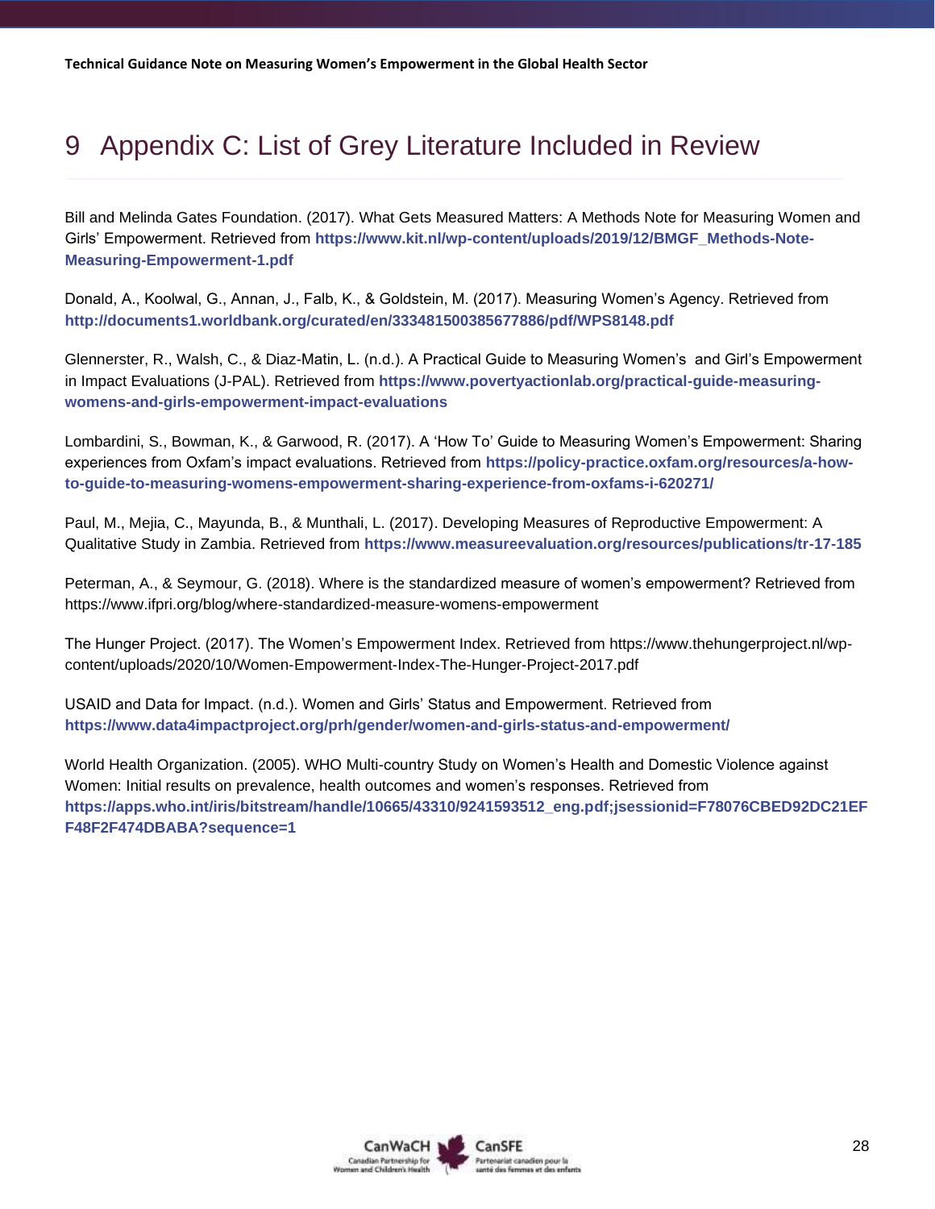# 9 Appendix C: List of Grey Literature Included in Review

Bill and Melinda Gates Foundation. (2017). What Gets Measured Matters: A Methods Note for Measuring Women and Girls' Empowerment. Retrieved from **https://www.kit.nl/wp-content/uploads/2019/12/BMGF_Methods-Note-Measuring-Empowerment-1.pdf**

Donald, A., Koolwal, G., Annan, J., Falb, K., & Goldstein, M. (2017). Measuring Women's Agency. Retrieved from **http://documents1.worldbank.org/curated/en/333481500385677886/pdf/WPS8148.pdf**

Glennerster, R., Walsh, C., & Diaz-Matin, L. (n.d.). A Practical Guide to Measuring Women's and Girl's Empowerment in Impact Evaluations (J-PAL). Retrieved from **https://www.povertyactionlab.org/practical-guide-measuring-womens-and-girls-empowerment-impact-evaluations**

Lombardini, S., Bowman, K., & Garwood, R. (2017). A 'How To' Guide to Measuring Women's Empowerment: Sharing experiences from Oxfam's impact evaluations. Retrieved from **https://policy-practice.oxfam.org/resources/a-how-to-guide-to-measuring-womens-empowerment-sharing-experience-from-oxfams-i-620271/**

Paul, M., Mejia, C., Mayunda, B., & Munthali, L. (2017). Developing Measures of Reproductive Empowerment: A Qualitative Study in Zambia. Retrieved from **https://www.measureevaluation.org/resources/publications/tr-17-185**

Peterman, A., & Seymour, G. (2018). Where is the standardized measure of women's empowerment? Retrieved from https://www.ifpri.org/blog/where-standardized-measure-womens-empowerment

The Hunger Project. (2017). The Women's Empowerment Index. Retrieved from https://www.thehungerproject.nl/wp-content/uploads/2020/10/Women-Empowerment-Index-The-Hunger-Project-2017.pdf

USAID and Data for Impact. (n.d.). Women and Girls' Status and Empowerment. Retrieved from **https://www.data4impactproject.org/prh/gender/women-and-girls-status-and-empowerment/**

World Health Organization. (2005). WHO Multi-country Study on Women's Health and Domestic Violence against Women: Initial results on prevalence, health outcomes and women's responses. Retrieved from **https://apps.who.int/iris/bitstream/handle/10665/43310/9241593512_eng.pdf;jsessionid=F78076CBED92DC21EFF48F2F474DBABA?sequence=1**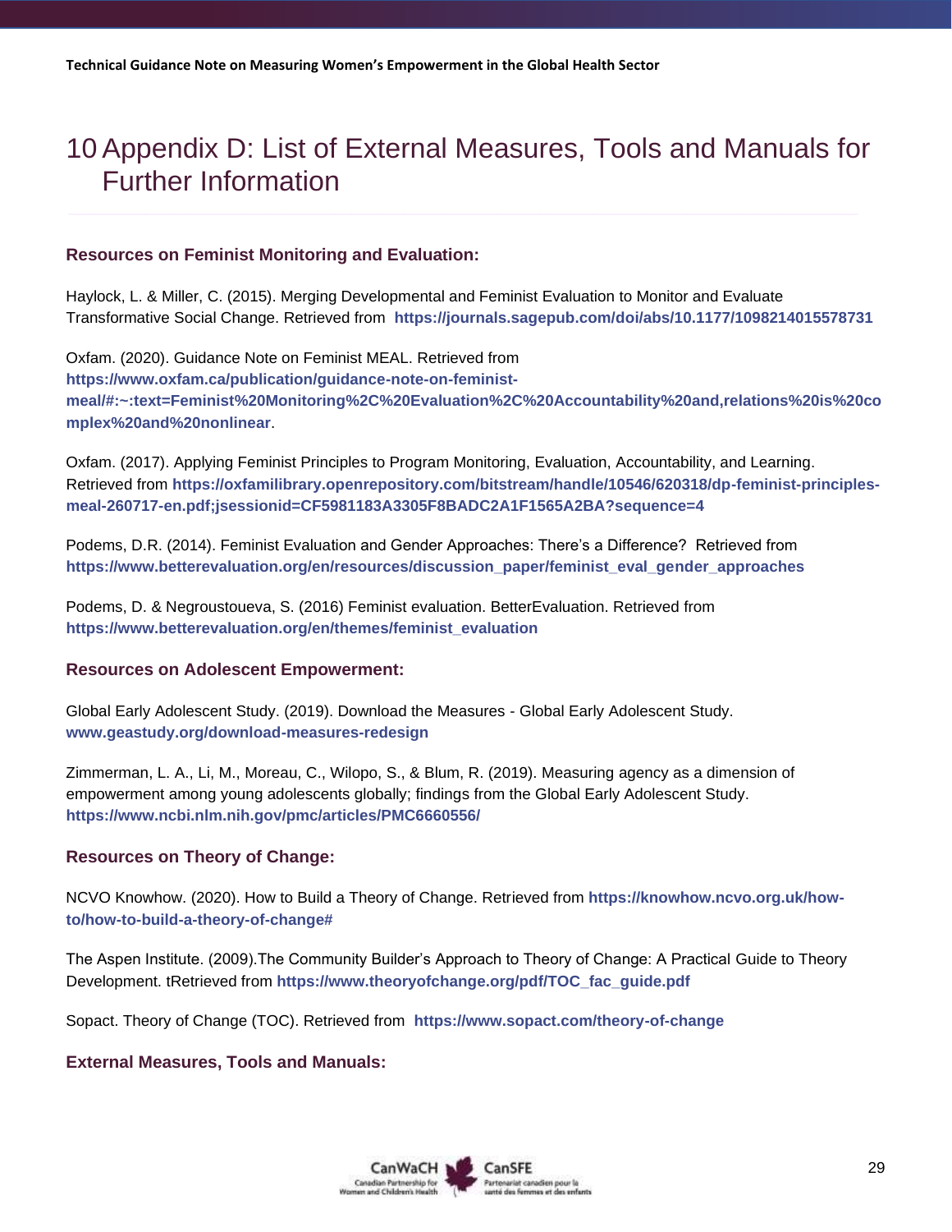# 10 Appendix D: List of External Measures, Tools and Manuals for Further Information

### Resources on Feminist Monitoring and Evaluation:

Haylock, L. & Miller, C. (2015). Merging Developmental and Feminist Evaluation to Monitor and Evaluate Transformative Social Change. Retrieved from **https://journals.sagepub.com/doi/abs/10.1177/1098214015578731**

Oxfam. (2020). Guidance Note on Feminist MEAL. Retrieved from **https://www.oxfam.ca/publication/guidance-note-on-feminist-meal/#:~:text=Feminist%20Monitoring%2C%20Evaluation%2C%20Accountability%20and,relations%20is%20complex%20and%20nonlinear**.

Oxfam. (2017). Applying Feminist Principles to Program Monitoring, Evaluation, Accountability, and Learning. Retrieved from **https://oxfamilibrary.openrepository.com/bitstream/handle/10546/620318/dp-feminist-principles-meal-260717-en.pdf;jsessionid=CF5981183A3305F8BADC2A1F1565A2BA?sequence=4**

Podems, D.R. (2014). Feminist Evaluation and Gender Approaches: There's a Difference? Retrieved from **https://www.betterevaluation.org/en/resources/discussion_paper/feminist_eval_gender_approaches**

Podems, D. & Negroustoueva, S. (2016) Feminist evaluation. BetterEvaluation. Retrieved from **https://www.betterevaluation.org/en/themes/feminist_evaluation**

### Resources on Adolescent Empowerment:

Global Early Adolescent Study. (2019). Download the Measures - Global Early Adolescent Study. **www.geastudy.org/download-measures-redesign**

Zimmerman, L. A., Li, M., Moreau, C., Wilopo, S., & Blum, R. (2019). Measuring agency as a dimension of empowerment among young adolescents globally; findings from the Global Early Adolescent Study. **https://www.ncbi.nlm.nih.gov/pmc/articles/PMC6660556/**

### Resources on Theory of Change:

NCVO Knowhow. (2020). How to Build a Theory of Change. Retrieved from **https://knowhow.ncvo.org.uk/how-to/how-to-build-a-theory-of-change#**

The Aspen Institute. (2009).The Community Builder's Approach to Theory of Change: A Practical Guide to Theory Development. tRetrieved from **https://www.theoryofchange.org/pdf/TOC_fac_guide.pdf**

Sopact. Theory of Change (TOC). Retrieved from **https://www.sopact.com/theory-of-change**

### External Measures, Tools and Manuals: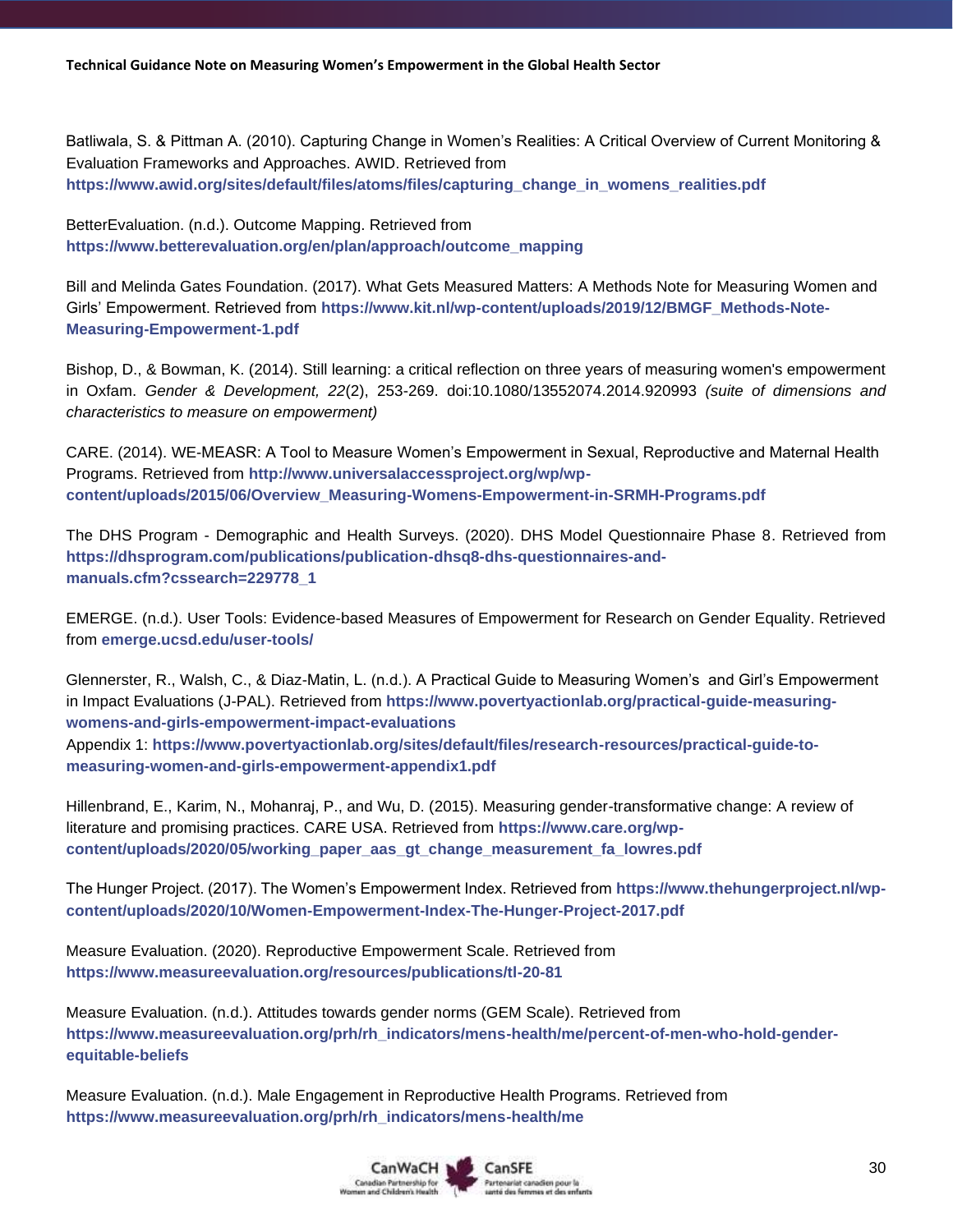Batliwala, S. & Pittman A. (2010). Capturing Change in Women's Realities: A Critical Overview of Current Monitoring & Evaluation Frameworks and Approaches. AWID. Retrieved from **https://www.awid.org/sites/default/files/atoms/files/capturing_change_in_womens_realities.pdf**

BetterEvaluation. (n.d.). Outcome Mapping. Retrieved from **https://www.betterevaluation.org/en/plan/approach/outcome_mapping**

Bill and Melinda Gates Foundation. (2017). What Gets Measured Matters: A Methods Note for Measuring Women and Girls' Empowerment. Retrieved from **https://www.kit.nl/wp-content/uploads/2019/12/BMGF_Methods-Note-Measuring-Empowerment-1.pdf**

Bishop, D., & Bowman, K. (2014). Still learning: a critical reflection on three years of measuring women's empowerment in Oxfam. *Gender & Development, 22*(2), 253-269. doi:10.1080/13552074.2014.920993 *(suite of dimensions and characteristics to measure on empowerment)*

CARE. (2014). WE-MEASR: A Tool to Measure Women's Empowerment in Sexual, Reproductive and Maternal Health Programs. Retrieved from **http://www.universalaccessproject.org/wp/wp-content/uploads/2015/06/Overview_Measuring-Womens-Empowerment-in-SRMH-Programs.pdf**

The DHS Program - Demographic and Health Surveys. (2020). DHS Model Questionnaire Phase 8. Retrieved from **https://dhsprogram.com/publications/publication-dhsq8-dhs-questionnaires-and-manuals.cfm?cssearch=229778_1**

EMERGE. (n.d.). User Tools: Evidence-based Measures of Empowerment for Research on Gender Equality. Retrieved from **emerge.ucsd.edu/user-tools/**

Glennerster, R., Walsh, C., & Diaz-Matin, L. (n.d.). A Practical Guide to Measuring Women's and Girl's Empowerment in Impact Evaluations (J-PAL). Retrieved from **https://www.povertyactionlab.org/practical-guide-measuring-womens-and-girls-empowerment-impact-evaluations**
Appendix 1: **https://www.povertyactionlab.org/sites/default/files/research-resources/practical-guide-to-measuring-women-and-girls-empowerment-appendix1.pdf**

Hillenbrand, E., Karim, N., Mohanraj, P., and Wu, D. (2015). Measuring gender-transformative change: A review of literature and promising practices. CARE USA. Retrieved from **https://www.care.org/wp-content/uploads/2020/05/working_paper_aas_gt_change_measurement_fa_lowres.pdf**

The Hunger Project. (2017). The Women's Empowerment Index. Retrieved from **https://www.thehungerproject.nl/wp-content/uploads/2020/10/Women-Empowerment-Index-The-Hunger-Project-2017.pdf**

Measure Evaluation. (2020). Reproductive Empowerment Scale. Retrieved from **https://www.measureevaluation.org/resources/publications/tl-20-81**

Measure Evaluation. (n.d.). Attitudes towards gender norms (GEM Scale). Retrieved from **https://www.measureevaluation.org/prh/rh_indicators/mens-health/me/percent-of-men-who-hold-gender-equitable-beliefs**

Measure Evaluation. (n.d.). Male Engagement in Reproductive Health Programs. Retrieved from **https://www.measureevaluation.org/prh/rh_indicators/mens-health/me**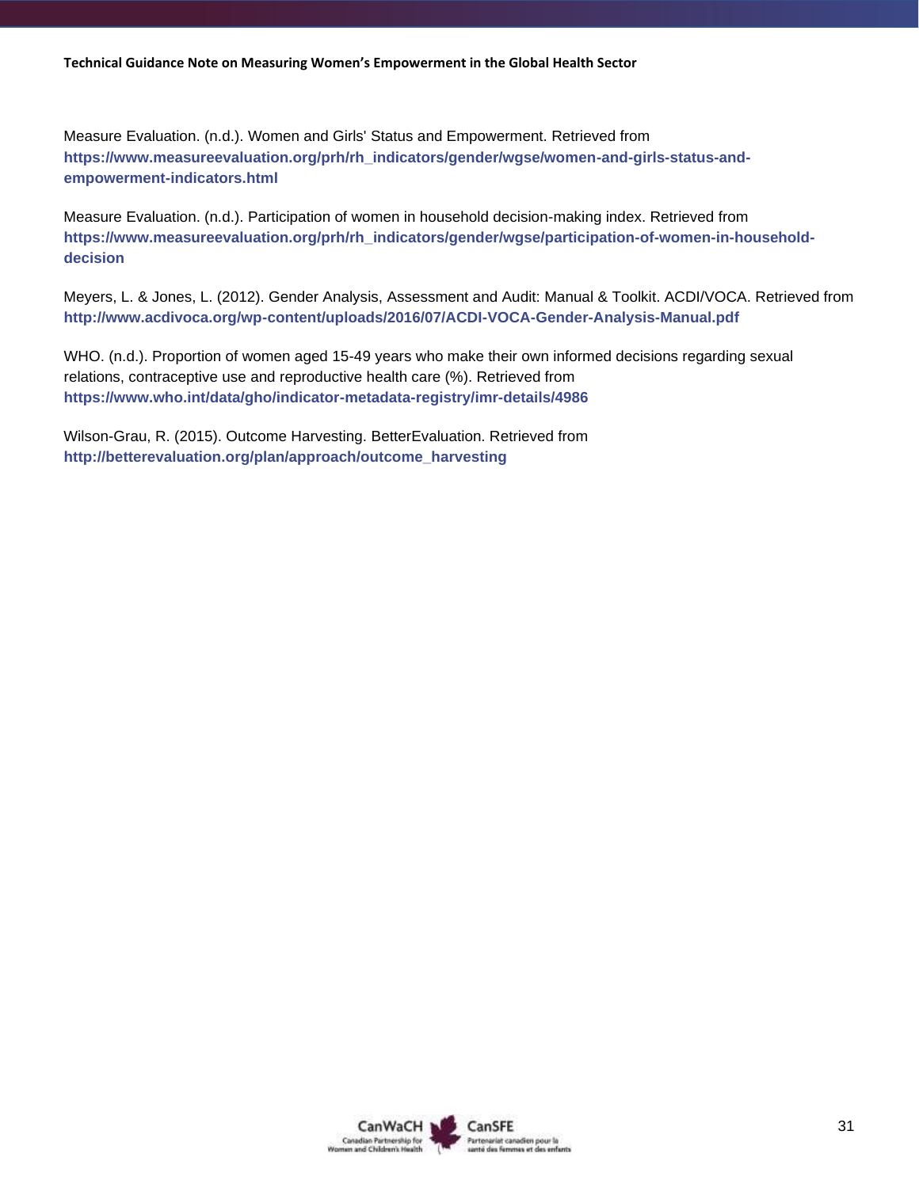Measure Evaluation. (n.d.). Women and Girls' Status and Empowerment. Retrieved from **https://www.measureevaluation.org/prh/rh_indicators/gender/wgse/women-and-girls-status-and-empowerment-indicators.html**

Measure Evaluation. (n.d.). Participation of women in household decision-making index. Retrieved from **https://www.measureevaluation.org/prh/rh_indicators/gender/wgse/participation-of-women-in-household-decision**

Meyers, L. & Jones, L. (2012). Gender Analysis, Assessment and Audit: Manual & Toolkit. ACDI/VOCA. Retrieved from **http://www.acdivoca.org/wp-content/uploads/2016/07/ACDI-VOCA-Gender-Analysis-Manual.pdf**

WHO. (n.d.). Proportion of women aged 15-49 years who make their own informed decisions regarding sexual relations, contraceptive use and reproductive health care (%). Retrieved from **https://www.who.int/data/gho/indicator-metadata-registry/imr-details/4986**

Wilson-Grau, R. (2015). Outcome Harvesting. BetterEvaluation. Retrieved from **http://betterevaluation.org/plan/approach/outcome_harvesting**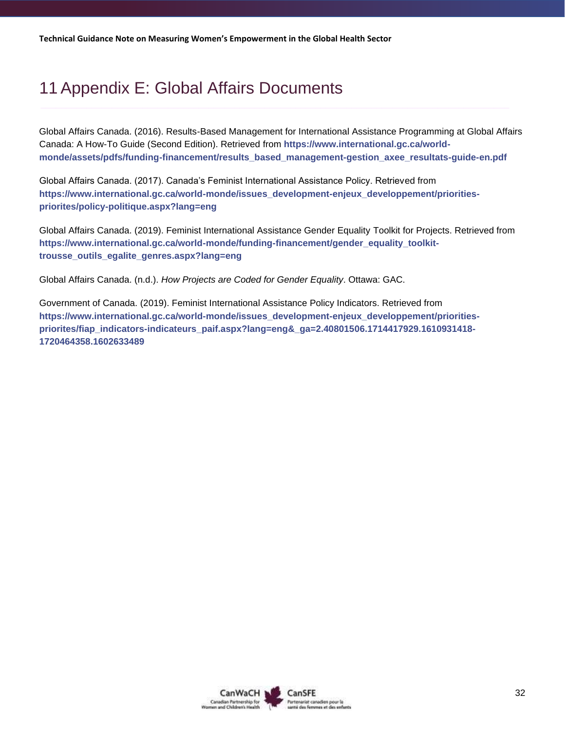# 11 Appendix E: Global Affairs Documents

Global Affairs Canada. (2016). Results-Based Management for International Assistance Programming at Global Affairs Canada: A How-To Guide (Second Edition). Retrieved from **https://www.international.gc.ca/world-monde/assets/pdfs/funding-financement/results_based_management-gestion_axee_resultats-guide-en.pdf**

Global Affairs Canada. (2017). Canada's Feminist International Assistance Policy. Retrieved from **https://www.international.gc.ca/world-monde/issues_development-enjeux_developpement/priorities-priorites/policy-politique.aspx?lang=eng**

Global Affairs Canada. (2019). Feminist International Assistance Gender Equality Toolkit for Projects. Retrieved from **https://www.international.gc.ca/world-monde/funding-financement/gender_equality_toolkit-trousse_outils_egalite_genres.aspx?lang=eng**

Global Affairs Canada. (n.d.). *How Projects are Coded for Gender Equality*. Ottawa: GAC.

Government of Canada. (2019). Feminist International Assistance Policy Indicators. Retrieved from **https://www.international.gc.ca/world-monde/issues_development-enjeux_developpement/priorities-priorites/fiap_indicators-indicateurs_paif.aspx?lang=eng&_ga=2.40801506.1714417929.1610931418-1720464358.1602633489**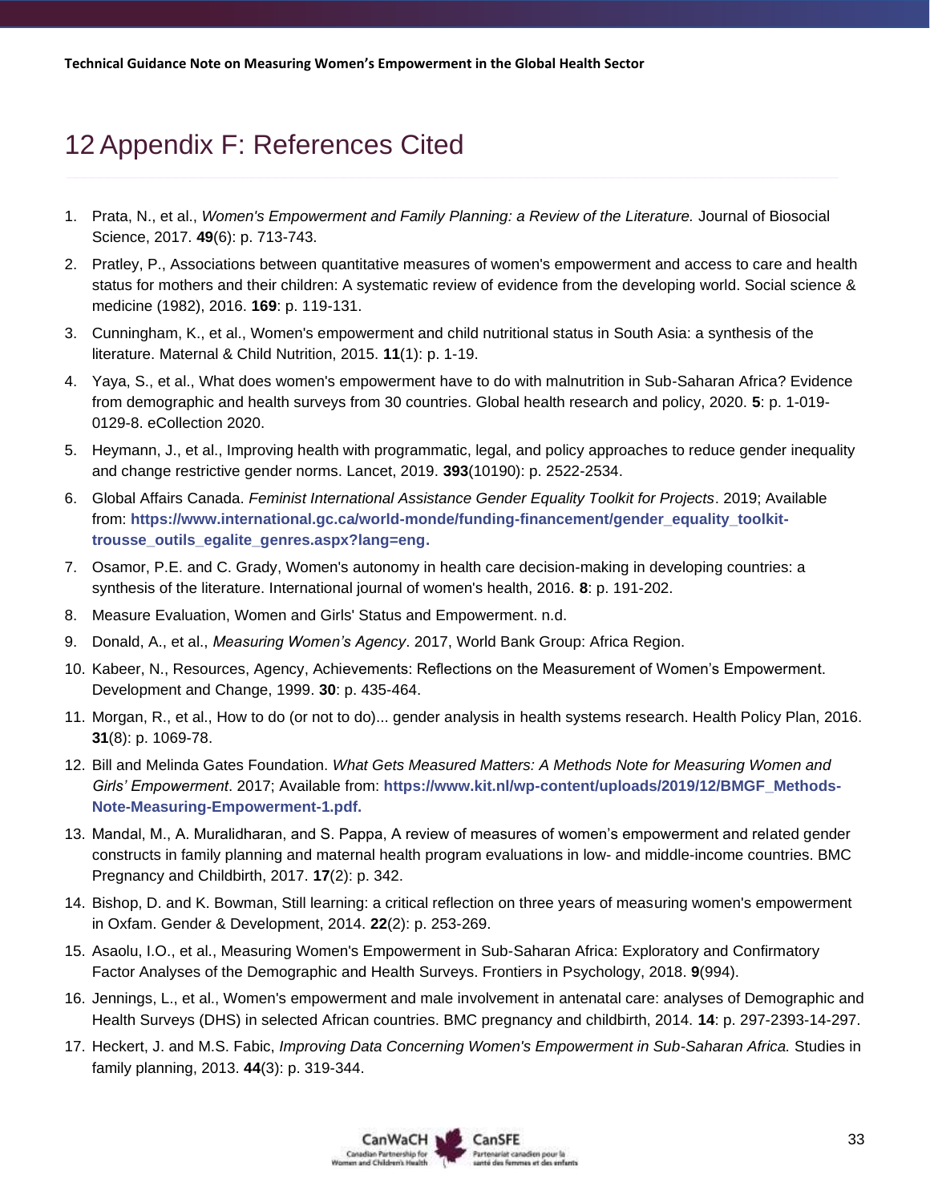# 12 Appendix F: References Cited

1. Prata, N., et al., *Women's Empowerment and Family Planning: a Review of the Literature.* Journal of Biosocial Science, 2017. **49**(6): p. 713-743.
2. Pratley, P., Associations between quantitative measures of women's empowerment and access to care and health status for mothers and their children: A systematic review of evidence from the developing world. Social science & medicine (1982), 2016. **169**: p. 119-131.
3. Cunningham, K., et al., Women's empowerment and child nutritional status in South Asia: a synthesis of the literature. Maternal & Child Nutrition, 2015. **11**(1): p. 1-19.
4. Yaya, S., et al., What does women's empowerment have to do with malnutrition in Sub-Saharan Africa? Evidence from demographic and health surveys from 30 countries. Global health research and policy, 2020. **5**: p. 1-019-0129-8. eCollection 2020.
5. Heymann, J., et al., Improving health with programmatic, legal, and policy approaches to reduce gender inequality and change restrictive gender norms. Lancet, 2019. **393**(10190): p. 2522-2534.
6. Global Affairs Canada. *Feminist International Assistance Gender Equality Toolkit for Projects*. 2019; Available from: **https://www.international.gc.ca/world-monde/funding-financement/gender_equality_toolkit-trousse_outils_egalite_genres.aspx?lang=eng.**
7. Osamor, P.E. and C. Grady, Women's autonomy in health care decision-making in developing countries: a synthesis of the literature. International journal of women's health, 2016. **8**: p. 191-202.
8. Measure Evaluation, Women and Girls' Status and Empowerment. n.d.
9. Donald, A., et al., *Measuring Women's Agency*. 2017, World Bank Group: Africa Region.
10. Kabeer, N., Resources, Agency, Achievements: Reflections on the Measurement of Women's Empowerment. Development and Change, 1999. **30**: p. 435-464.
11. Morgan, R., et al., How to do (or not to do)... gender analysis in health systems research. Health Policy Plan, 2016. **31**(8): p. 1069-78.
12. Bill and Melinda Gates Foundation. *What Gets Measured Matters: A Methods Note for Measuring Women and Girls' Empowerment*. 2017; Available from: **https://www.kit.nl/wp-content/uploads/2019/12/BMGF_Methods-Note-Measuring-Empowerment-1.pdf.**
13. Mandal, M., A. Muralidharan, and S. Pappa, A review of measures of women's empowerment and related gender constructs in family planning and maternal health program evaluations in low- and middle-income countries. BMC Pregnancy and Childbirth, 2017. **17**(2): p. 342.
14. Bishop, D. and K. Bowman, Still learning: a critical reflection on three years of measuring women's empowerment in Oxfam. Gender & Development, 2014. **22**(2): p. 253-269.
15. Asaolu, I.O., et al., Measuring Women's Empowerment in Sub-Saharan Africa: Exploratory and Confirmatory Factor Analyses of the Demographic and Health Surveys. Frontiers in Psychology, 2018. **9**(994).
16. Jennings, L., et al., Women's empowerment and male involvement in antenatal care: analyses of Demographic and Health Surveys (DHS) in selected African countries. BMC pregnancy and childbirth, 2014. **14**: p. 297-2393-14-297.
17. Heckert, J. and M.S. Fabic, *Improving Data Concerning Women's Empowerment in Sub-Saharan Africa.* Studies in family planning, 2013. **44**(3): p. 319-344.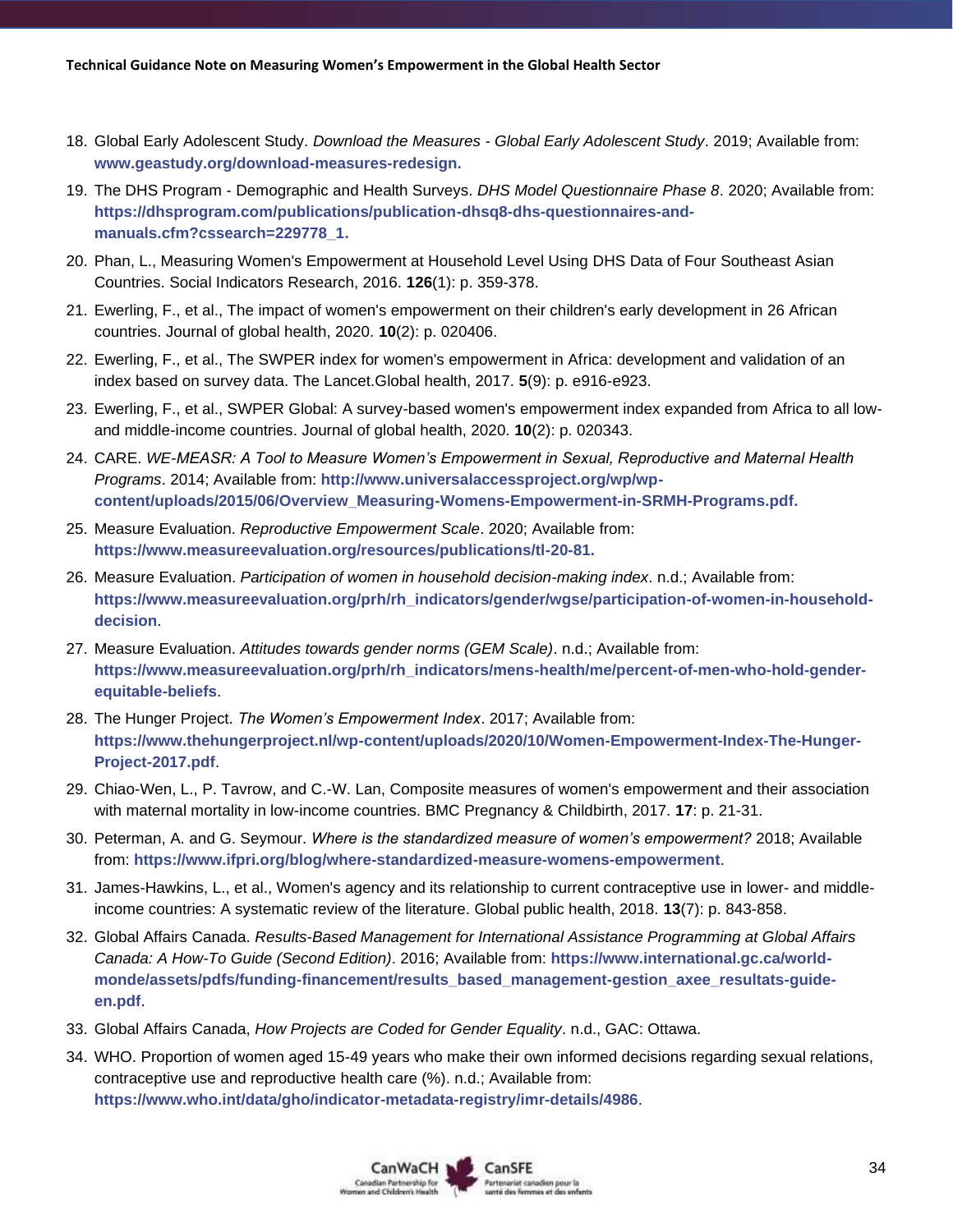18. Global Early Adolescent Study. *Download the Measures - Global Early Adolescent Study*. 2019; Available from: **www.geastudy.org/download-measures-redesign.**
19. The DHS Program - Demographic and Health Surveys. *DHS Model Questionnaire Phase 8*. 2020; Available from: **https://dhsprogram.com/publications/publication-dhsq8-dhs-questionnaires-and-manuals.cfm?cssearch=229778_1.**
20. Phan, L., Measuring Women's Empowerment at Household Level Using DHS Data of Four Southeast Asian Countries. Social Indicators Research, 2016. **126**(1): p. 359-378.
21. Ewerling, F., et al., The impact of women's empowerment on their children's early development in 26 African countries. Journal of global health, 2020. **10**(2): p. 020406.
22. Ewerling, F., et al., The SWPER index for women's empowerment in Africa: development and validation of an index based on survey data. The Lancet.Global health, 2017. **5**(9): p. e916-e923.
23. Ewerling, F., et al., SWPER Global: A survey-based women's empowerment index expanded from Africa to all low- and middle-income countries. Journal of global health, 2020. **10**(2): p. 020343.
24. CARE. *WE-MEASR: A Tool to Measure Women's Empowerment in Sexual, Reproductive and Maternal Health Programs*. 2014; Available from: **http://www.universalaccessproject.org/wp/wp-content/uploads/2015/06/Overview_Measuring-Womens-Empowerment-in-SRMH-Programs.pdf.**
25. Measure Evaluation. *Reproductive Empowerment Scale*. 2020; Available from: **https://www.measureevaluation.org/resources/publications/tl-20-81.**
26. Measure Evaluation. *Participation of women in household decision-making index*. n.d.; Available from: **https://www.measureevaluation.org/prh/rh_indicators/gender/wgse/participation-of-women-in-household-decision**.
27. Measure Evaluation. *Attitudes towards gender norms (GEM Scale)*. n.d.; Available from: **https://www.measureevaluation.org/prh/rh_indicators/mens-health/me/percent-of-men-who-hold-gender-equitable-beliefs**.
28. The Hunger Project. *The Women's Empowerment Index*. 2017; Available from: **https://www.thehungerproject.nl/wp-content/uploads/2020/10/Women-Empowerment-Index-The-Hunger-Project-2017.pdf**.
29. Chiao-Wen, L., P. Tavrow, and C.-W. Lan, Composite measures of women's empowerment and their association with maternal mortality in low-income countries. BMC Pregnancy & Childbirth, 2017. **17**: p. 21-31.
30. Peterman, A. and G. Seymour. *Where is the standardized measure of women's empowerment?* 2018; Available from: **https://www.ifpri.org/blog/where-standardized-measure-womens-empowerment**.
31. James-Hawkins, L., et al., Women's agency and its relationship to current contraceptive use in lower- and middle-income countries: A systematic review of the literature. Global public health, 2018. **13**(7): p. 843-858.
32. Global Affairs Canada. *Results-Based Management for International Assistance Programming at Global Affairs Canada: A How-To Guide (Second Edition)*. 2016; Available from: **https://www.international.gc.ca/world-monde/assets/pdfs/funding-financement/results_based_management-gestion_axee_resultats-guide-en.pdf**.
33. Global Affairs Canada, *How Projects are Coded for Gender Equality*. n.d., GAC: Ottawa.
34. WHO. Proportion of women aged 15-49 years who make their own informed decisions regarding sexual relations, contraceptive use and reproductive health care (%). n.d.; Available from: **https://www.who.int/data/gho/indicator-metadata-registry/imr-details/4986**.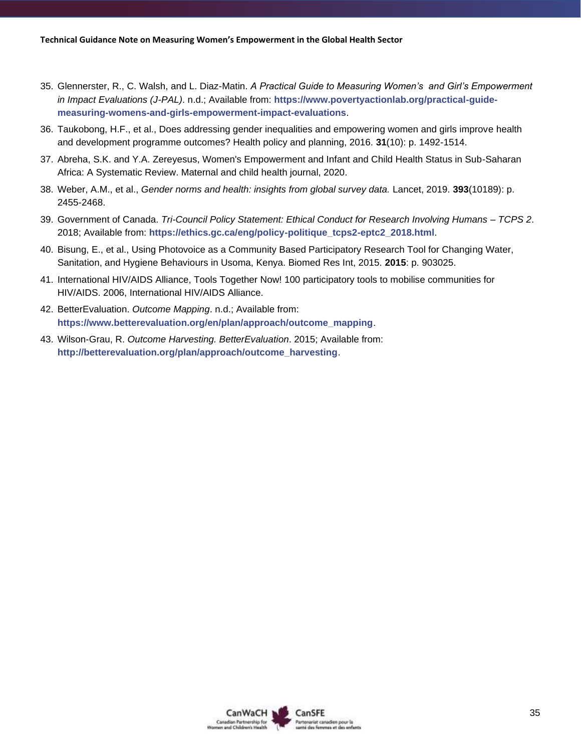35. Glennerster, R., C. Walsh, and L. Diaz-Matin. *A Practical Guide to Measuring Women's and Girl's Empowerment in Impact Evaluations (J-PAL)*. n.d.; Available from: **https://www.povertyactionlab.org/practical-guide-measuring-womens-and-girls-empowerment-impact-evaluations**.
36. Taukobong, H.F., et al., Does addressing gender inequalities and empowering women and girls improve health and development programme outcomes? Health policy and planning, 2016. **31**(10): p. 1492-1514.
37. Abreha, S.K. and Y.A. Zereyesus, Women's Empowerment and Infant and Child Health Status in Sub-Saharan Africa: A Systematic Review. Maternal and child health journal, 2020.
38. Weber, A.M., et al., *Gender norms and health: insights from global survey data.* Lancet, 2019. **393**(10189): p. 2455-2468.
39. Government of Canada. *Tri-Council Policy Statement: Ethical Conduct for Research Involving Humans – TCPS 2*. 2018; Available from: **https://ethics.gc.ca/eng/policy-politique_tcps2-eptc2_2018.html**.
40. Bisung, E., et al., Using Photovoice as a Community Based Participatory Research Tool for Changing Water, Sanitation, and Hygiene Behaviours in Usoma, Kenya. Biomed Res Int, 2015. **2015**: p. 903025.
41. International HIV/AIDS Alliance, Tools Together Now! 100 participatory tools to mobilise communities for HIV/AIDS. 2006, International HIV/AIDS Alliance.
42. BetterEvaluation. *Outcome Mapping*. n.d.; Available from: **https://www.betterevaluation.org/en/plan/approach/outcome_mapping**.
43. Wilson-Grau, R. *Outcome Harvesting. BetterEvaluation*. 2015; Available from: **http://betterevaluation.org/plan/approach/outcome_harvesting**.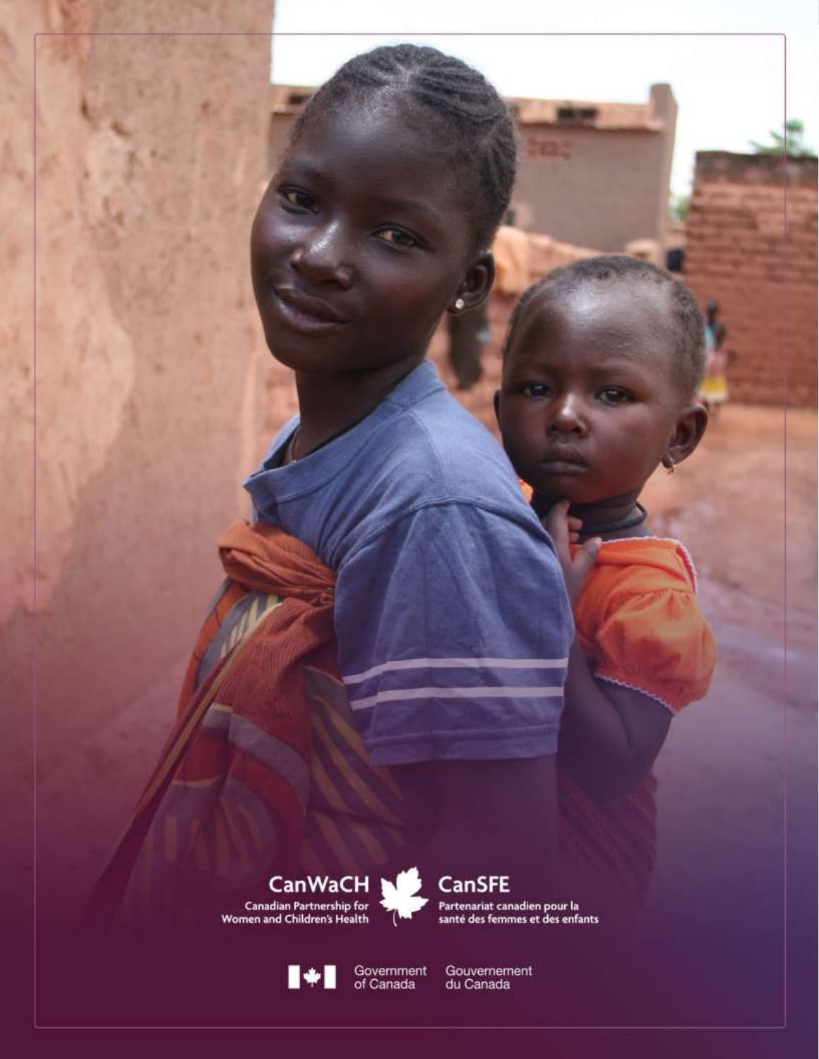CanWaCH
Canadian Partnership for Women and Children's Health

CanSFE
Partenariat canadien pour la santé des femmes et des enfants

Government of Canada
Gouvernement du Canada